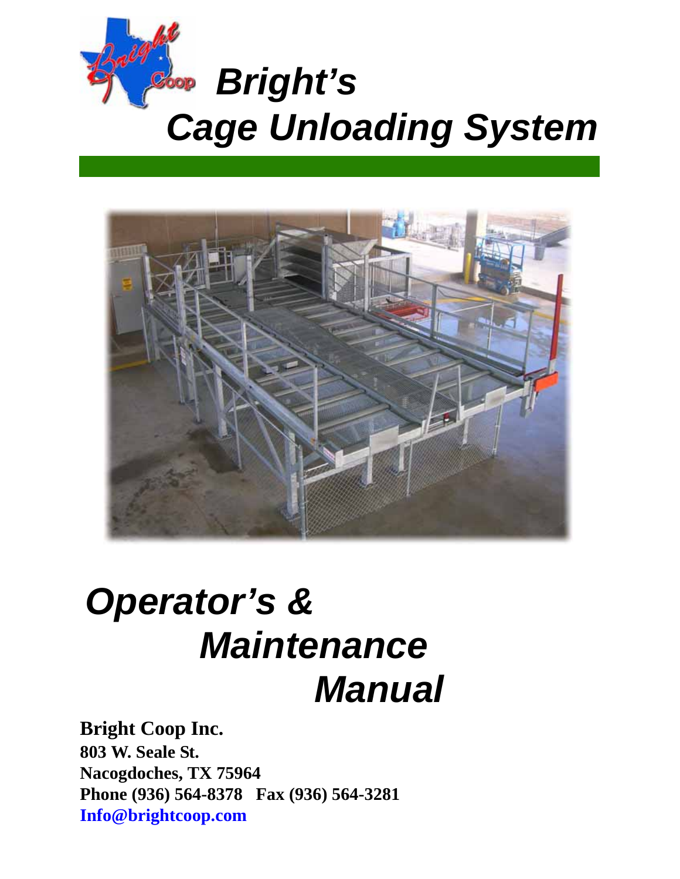# *Bright's Cage Unloading System*

# *Operator's & Maintenance Manual*

**Bright Coop Inc.**
**803 W. Seale St.**
**Nacogdoches, TX 75964**
**Phone (936) 564-8378   Fax (936) 564-3281**
**Info@brightcoop.com**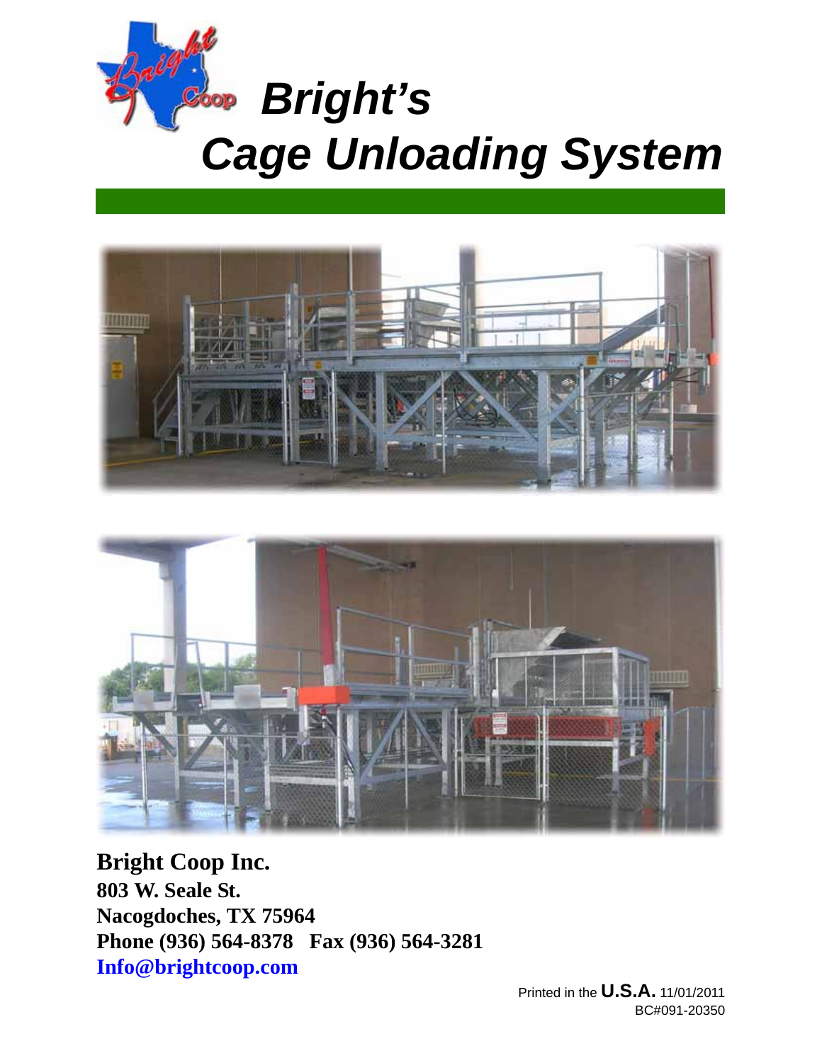# Bright's Cage Unloading System

**Bright Coop Inc.**
**803 W. Seale St.**
**Nacogdoches, TX 75964**
**Phone (936) 564-8378 Fax (936) 564-3281**
**Info@brightcoop.com**

Printed in the **U.S.A.** 11/01/2011
BC#091-20350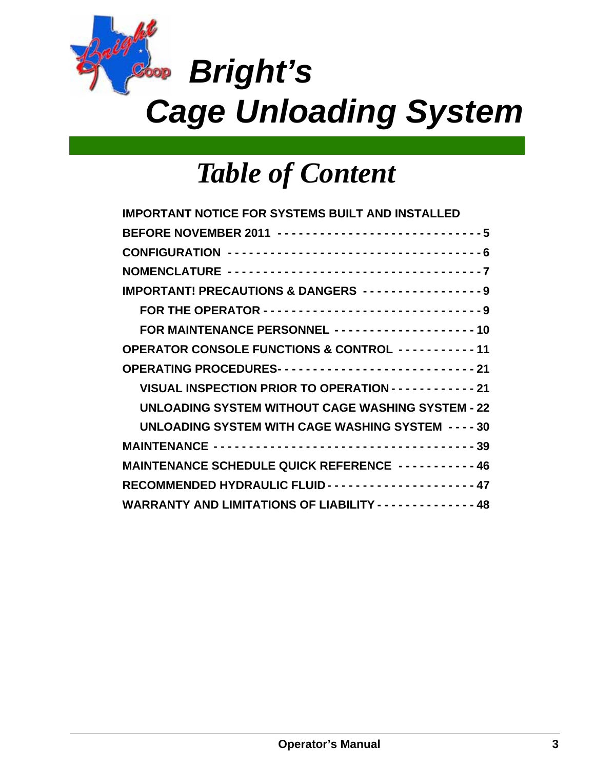# Bright's Cage Unloading System

## Table of Content

IMPORTANT NOTICE FOR SYSTEMS BUILT AND INSTALLED BEFORE NOVEMBER 2011 - - - - - - - - - - - - - - - - - - - - - - - - - - - - 5

CONFIGURATION - - - - - - - - - - - - - - - - - - - - - - - - - - - - - - - - - - - 6

NOMENCLATURE - - - - - - - - - - - - - - - - - - - - - - - - - - - - - - - - - - - 7

IMPORTANT! PRECAUTIONS & DANGERS - - - - - - - - - - - - - - - - 9

- FOR THE OPERATOR - - - - - - - - - - - - - - - - - - - - - - - - - - - - - - - 9
- FOR MAINTENANCE PERSONNEL - - - - - - - - - - - - - - - - - - - 10

OPERATOR CONSOLE FUNCTIONS & CONTROL - - - - - - - - - - - 11

OPERATING PROCEDURES- - - - - - - - - - - - - - - - - - - - - - - - - - - 21

- VISUAL INSPECTION PRIOR TO OPERATION - - - - - - - - - - - - 21
- UNLOADING SYSTEM WITHOUT CAGE WASHING SYSTEM - 22
- UNLOADING SYSTEM WITH CAGE WASHING SYSTEM - - - - 30

MAINTENANCE - - - - - - - - - - - - - - - - - - - - - - - - - - - - - - - - - - - - 39

MAINTENANCE SCHEDULE QUICK REFERENCE - - - - - - - - - - - 46

RECOMMENDED HYDRAULIC FLUID - - - - - - - - - - - - - - - - - - - - - 47

WARRANTY AND LIMITATIONS OF LIABILITY - - - - - - - - - - - - - - 48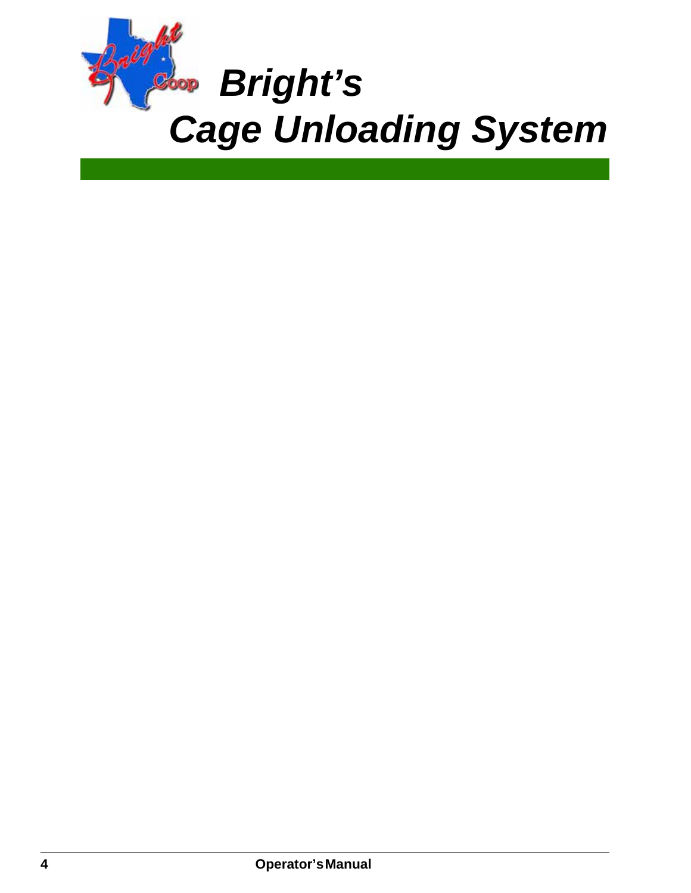# Bright's Cage Unloading System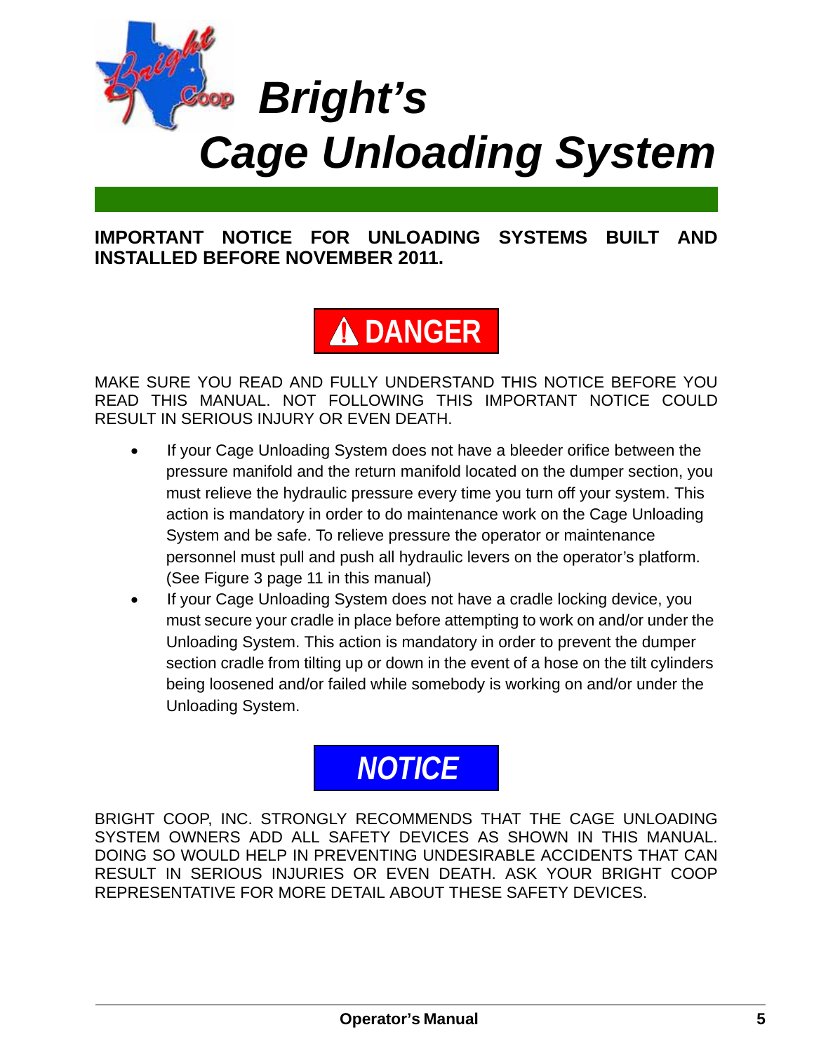# Bright's Cage Unloading System

**IMPORTANT NOTICE FOR UNLOADING SYSTEMS BUILT AND INSTALLED BEFORE NOVEMBER 2011.**

**⚠ DANGER**

MAKE SURE YOU READ AND FULLY UNDERSTAND THIS NOTICE BEFORE YOU READ THIS MANUAL. NOT FOLLOWING THIS IMPORTANT NOTICE COULD RESULT IN SERIOUS INJURY OR EVEN DEATH.

- If your Cage Unloading System does not have a bleeder orifice between the pressure manifold and the return manifold located on the dumper section, you must relieve the hydraulic pressure every time you turn off your system. This action is mandatory in order to do maintenance work on the Cage Unloading System and be safe. To relieve pressure the operator or maintenance personnel must pull and push all hydraulic levers on the operator's platform. (See Figure 3 page 11 in this manual)
- If your Cage Unloading System does not have a cradle locking device, you must secure your cradle in place before attempting to work on and/or under the Unloading System. This action is mandatory in order to prevent the dumper section cradle from tilting up or down in the event of a hose on the tilt cylinders being loosened and/or failed while somebody is working on and/or under the Unloading System.

***NOTICE***

BRIGHT COOP, INC. STRONGLY RECOMMENDS THAT THE CAGE UNLOADING SYSTEM OWNERS ADD ALL SAFETY DEVICES AS SHOWN IN THIS MANUAL. DOING SO WOULD HELP IN PREVENTING UNDESIRABLE ACCIDENTS THAT CAN RESULT IN SERIOUS INJURIES OR EVEN DEATH. ASK YOUR BRIGHT COOP REPRESENTATIVE FOR MORE DETAIL ABOUT THESE SAFETY DEVICES.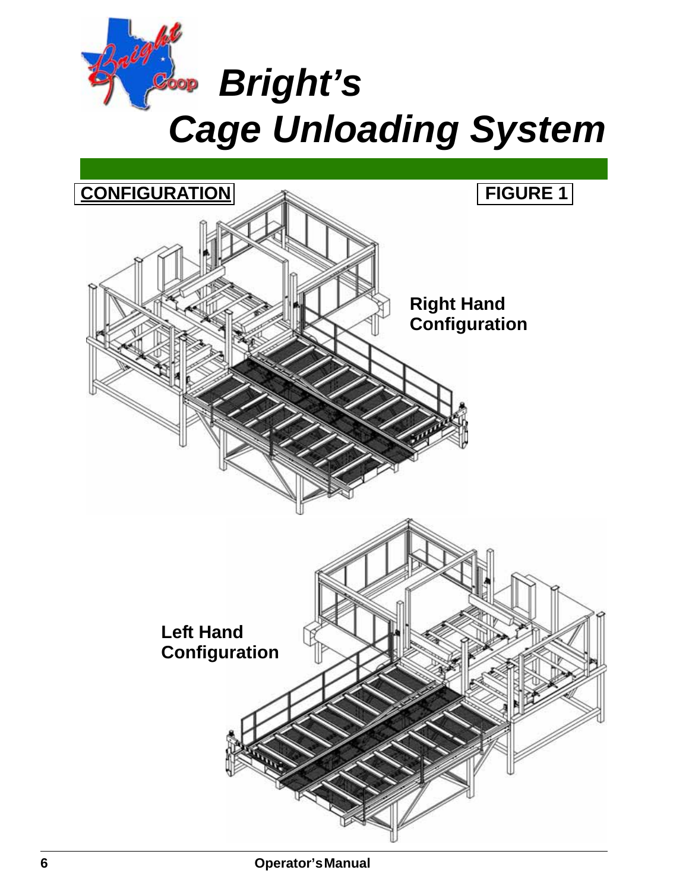# Bright's Cage Unloading System

**CONFIGURATION**

**FIGURE 1**

**Right Hand Configuration**

**Left Hand Configuration**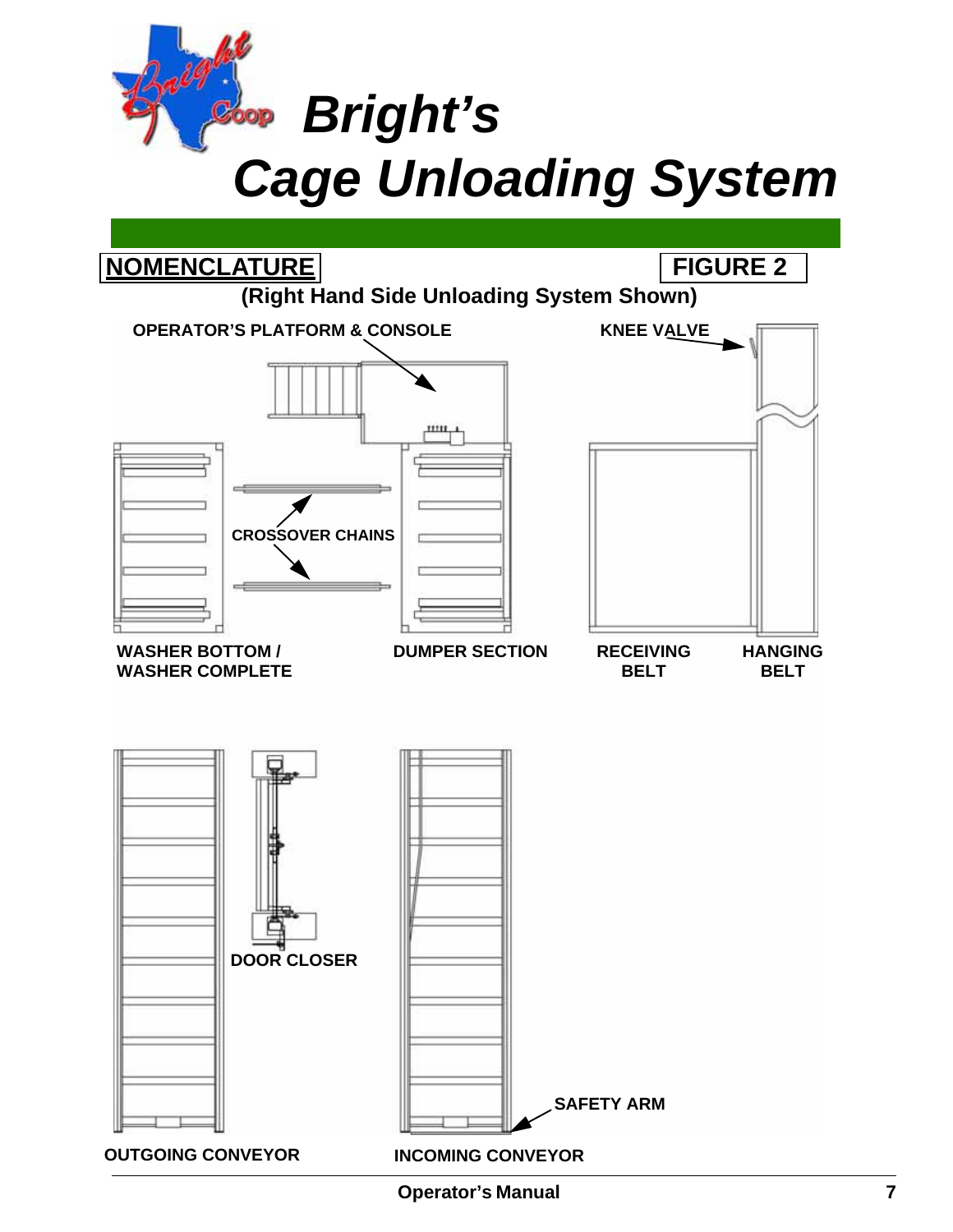# Bright's Cage Unloading System

**NOMENCLATURE** **FIGURE 2**

**(Right Hand Side Unloading System Shown)**

OPERATOR'S PLATFORM & CONSOLE

KNEE VALVE

CROSSOVER CHAINS

WASHER BOTTOM / WASHER COMPLETE

DUMPER SECTION

RECEIVING BELT

HANGING BELT

DOOR CLOSER

SAFETY ARM

OUTGOING CONVEYOR

INCOMING CONVEYOR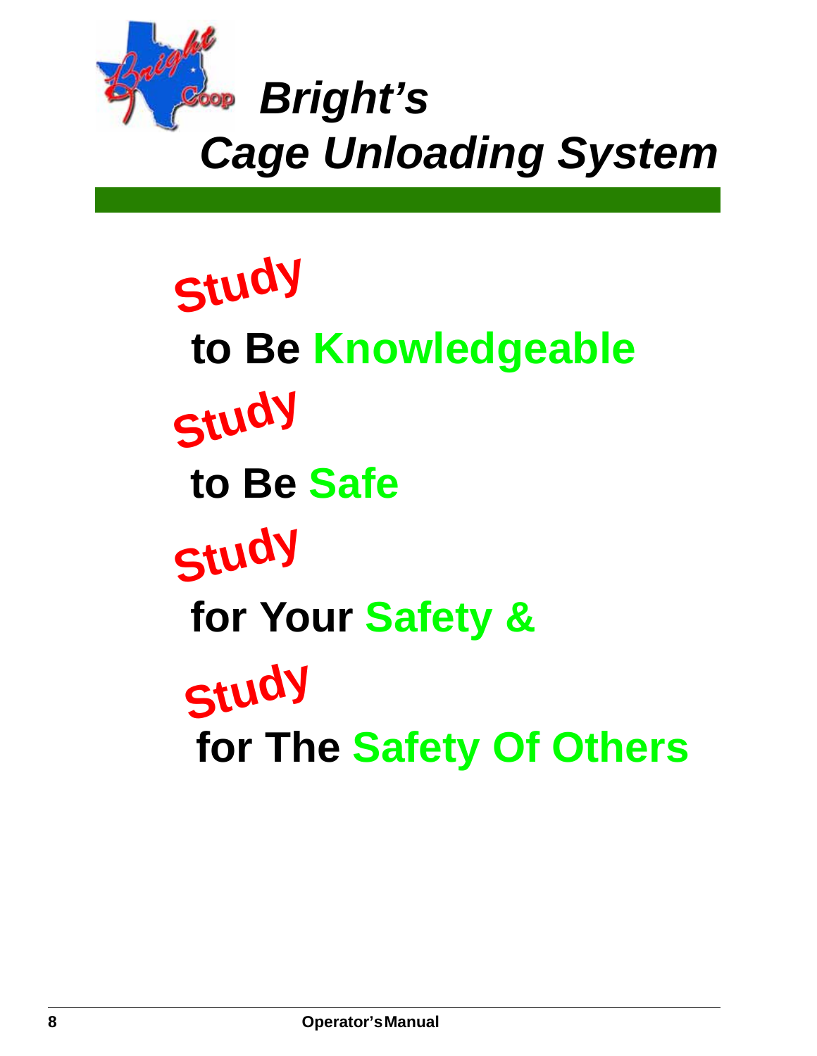# Bright's Cage Unloading System

**Study**

**to Be Knowledgeable**

**Study**

**to Be Safe**

**Study**

**for Your Safety &**

**Study**

**for The Safety Of Others**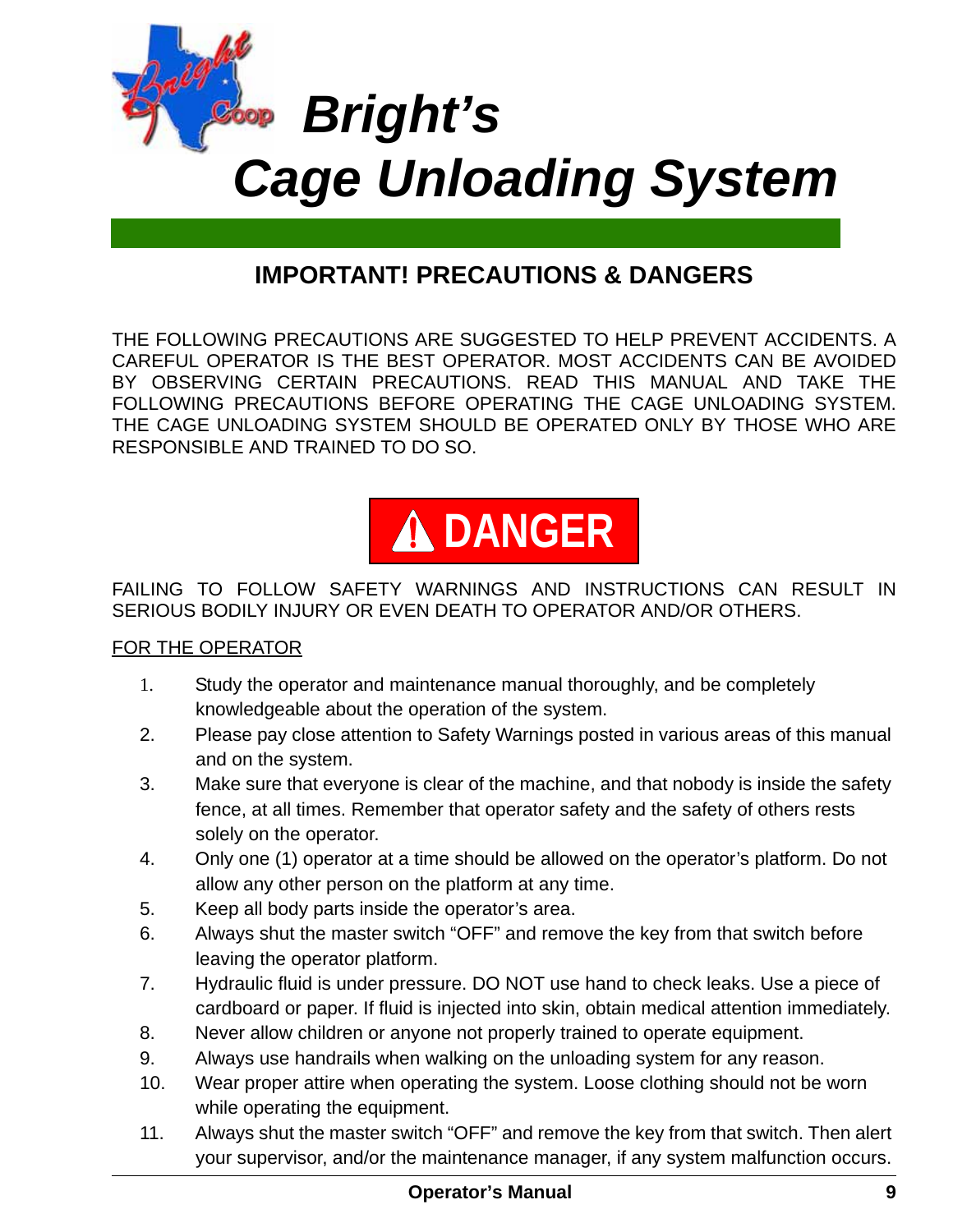# Bright's Cage Unloading System

## IMPORTANT! PRECAUTIONS & DANGERS

THE FOLLOWING PRECAUTIONS ARE SUGGESTED TO HELP PREVENT ACCIDENTS. A CAREFUL OPERATOR IS THE BEST OPERATOR. MOST ACCIDENTS CAN BE AVOIDED BY OBSERVING CERTAIN PRECAUTIONS. READ THIS MANUAL AND TAKE THE FOLLOWING PRECAUTIONS BEFORE OPERATING THE CAGE UNLOADING SYSTEM. THE CAGE UNLOADING SYSTEM SHOULD BE OPERATED ONLY BY THOSE WHO ARE RESPONSIBLE AND TRAINED TO DO SO.

**⚠ DANGER**

FAILING TO FOLLOW SAFETY WARNINGS AND INSTRUCTIONS CAN RESULT IN SERIOUS BODILY INJURY OR EVEN DEATH TO OPERATOR AND/OR OTHERS.

<u>FOR THE OPERATOR</u>

1. Study the operator and maintenance manual thoroughly, and be completely knowledgeable about the operation of the system.
2. Please pay close attention to Safety Warnings posted in various areas of this manual and on the system.
3. Make sure that everyone is clear of the machine, and that nobody is inside the safety fence, at all times. Remember that operator safety and the safety of others rests solely on the operator.
4. Only one (1) operator at a time should be allowed on the operator's platform. Do not allow any other person on the platform at any time.
5. Keep all body parts inside the operator's area.
6. Always shut the master switch "OFF" and remove the key from that switch before leaving the operator platform.
7. Hydraulic fluid is under pressure. DO NOT use hand to check leaks. Use a piece of cardboard or paper. If fluid is injected into skin, obtain medical attention immediately.
8. Never allow children or anyone not properly trained to operate equipment.
9. Always use handrails when walking on the unloading system for any reason.
10. Wear proper attire when operating the system. Loose clothing should not be worn while operating the equipment.
11. Always shut the master switch "OFF" and remove the key from that switch. Then alert your supervisor, and/or the maintenance manager, if any system malfunction occurs.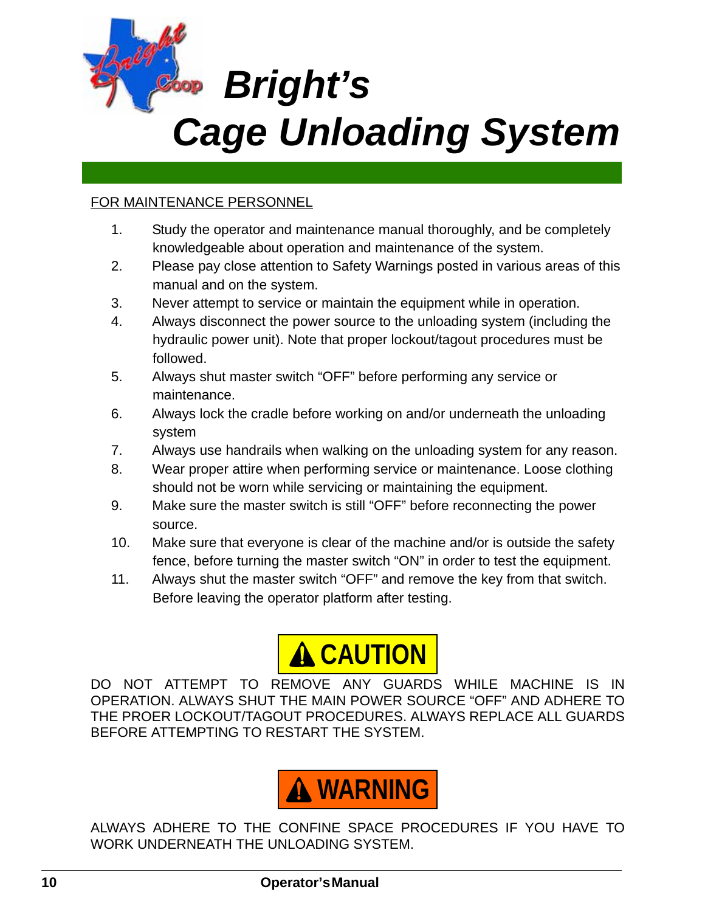# Bright's Cage Unloading System

FOR MAINTENANCE PERSONNEL

1. Study the operator and maintenance manual thoroughly, and be completely knowledgeable about operation and maintenance of the system.
2. Please pay close attention to Safety Warnings posted in various areas of this manual and on the system.
3. Never attempt to service or maintain the equipment while in operation.
4. Always disconnect the power source to the unloading system (including the hydraulic power unit). Note that proper lockout/tagout procedures must be followed.
5. Always shut master switch "OFF" before performing any service or maintenance.
6. Always lock the cradle before working on and/or underneath the unloading system
7. Always use handrails when walking on the unloading system for any reason.
8. Wear proper attire when performing service or maintenance. Loose clothing should not be worn while servicing or maintaining the equipment.
9. Make sure the master switch is still "OFF" before reconnecting the power source.
10. Make sure that everyone is clear of the machine and/or is outside the safety fence, before turning the master switch "ON" in order to test the equipment.
11. Always shut the master switch "OFF" and remove the key from that switch. Before leaving the operator platform after testing.

**⚠ CAUTION**

DO NOT ATTEMPT TO REMOVE ANY GUARDS WHILE MACHINE IS IN OPERATION. ALWAYS SHUT THE MAIN POWER SOURCE "OFF" AND ADHERE TO THE PROER LOCKOUT/TAGOUT PROCEDURES. ALWAYS REPLACE ALL GUARDS BEFORE ATTEMPTING TO RESTART THE SYSTEM.

**⚠ WARNING**

ALWAYS ADHERE TO THE CONFINE SPACE PROCEDURES IF YOU HAVE TO WORK UNDERNEATH THE UNLOADING SYSTEM.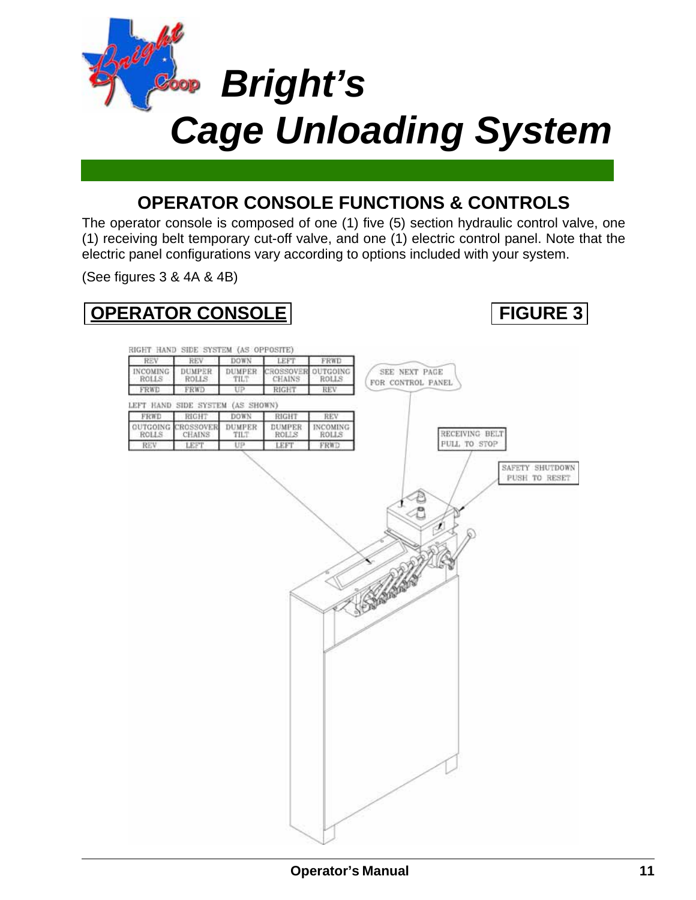# *Bright's Cage Unloading System*

## OPERATOR CONSOLE FUNCTIONS & CONTROLS

The operator console is composed of one (1) five (5) section hydraulic control valve, one (1) receiving belt temporary cut-off valve, and one (1) electric control panel. Note that the electric panel configurations vary according to options included with your system.

(See figures 3 & 4A & 4B)

**OPERATOR CONSOLE** **FIGURE 3**

RIGHT HAND SIDE SYSTEM (AS OPPOSITE)

| REV | REV | DOWN | LEFT | FRWD |
|---|---|---|---|---|
| INCOMING ROLLS | DUMPER ROLLS | DUMPER TILT | CROSSOVER CHAINS | OUTGOING ROLLS |
| FRWD | FRWD | UP | RIGHT | REV |

LEFT HAND SIDE SYSTEM (AS SHOWN)

| FRWD | RIGHT | DOWN | RIGHT | REV |
|---|---|---|---|---|
| OUTGOING ROLLS | CROSSOVER CHAINS | DUMPER TILT | DUMPER ROLLS | INCOMING ROLLS |
| REV | LEFT | UP | LEFT | FRWD |

SEE NEXT PAGE FOR CONTROL PANEL

RECEIVING BELT PULL TO STOP

SAFETY SHUTDOWN PUSH TO RESET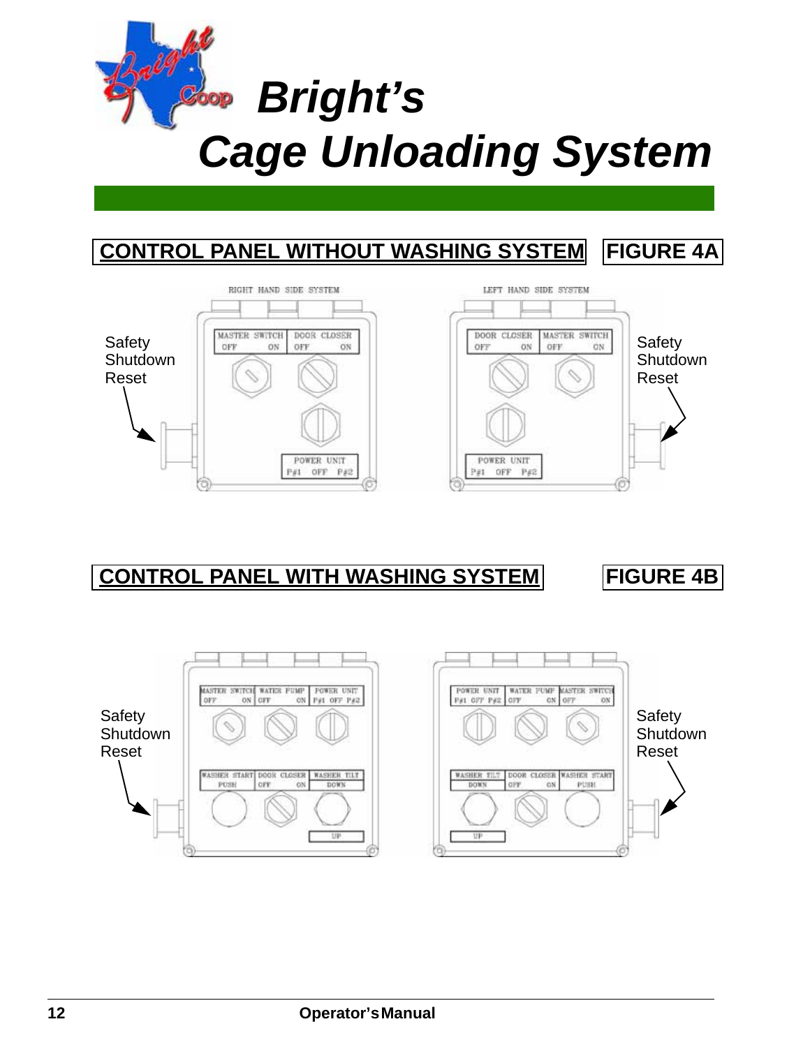# Bright's Cage Unloading System

## CONTROL PANEL WITHOUT WASHING SYSTEM — FIGURE 4A

RIGHT HAND SIDE SYSTEM

LEFT HAND SIDE SYSTEM

Safety Shutdown Reset

MASTER SWITCH OFF ON

DOOR CLOSER OFF ON

POWER UNIT P#1 OFF P#2

Safety Shutdown Reset

## CONTROL PANEL WITH WASHING SYSTEM — FIGURE 4B

Safety Shutdown Reset

MASTER SWITCH OFF ON

WATER PUMP OFF ON

POWER UNIT P#1 OFF P#2

WASHER START PUSH

DOOR CLOSER OFF ON

WASHER TILT DOWN

UP

Safety Shutdown Reset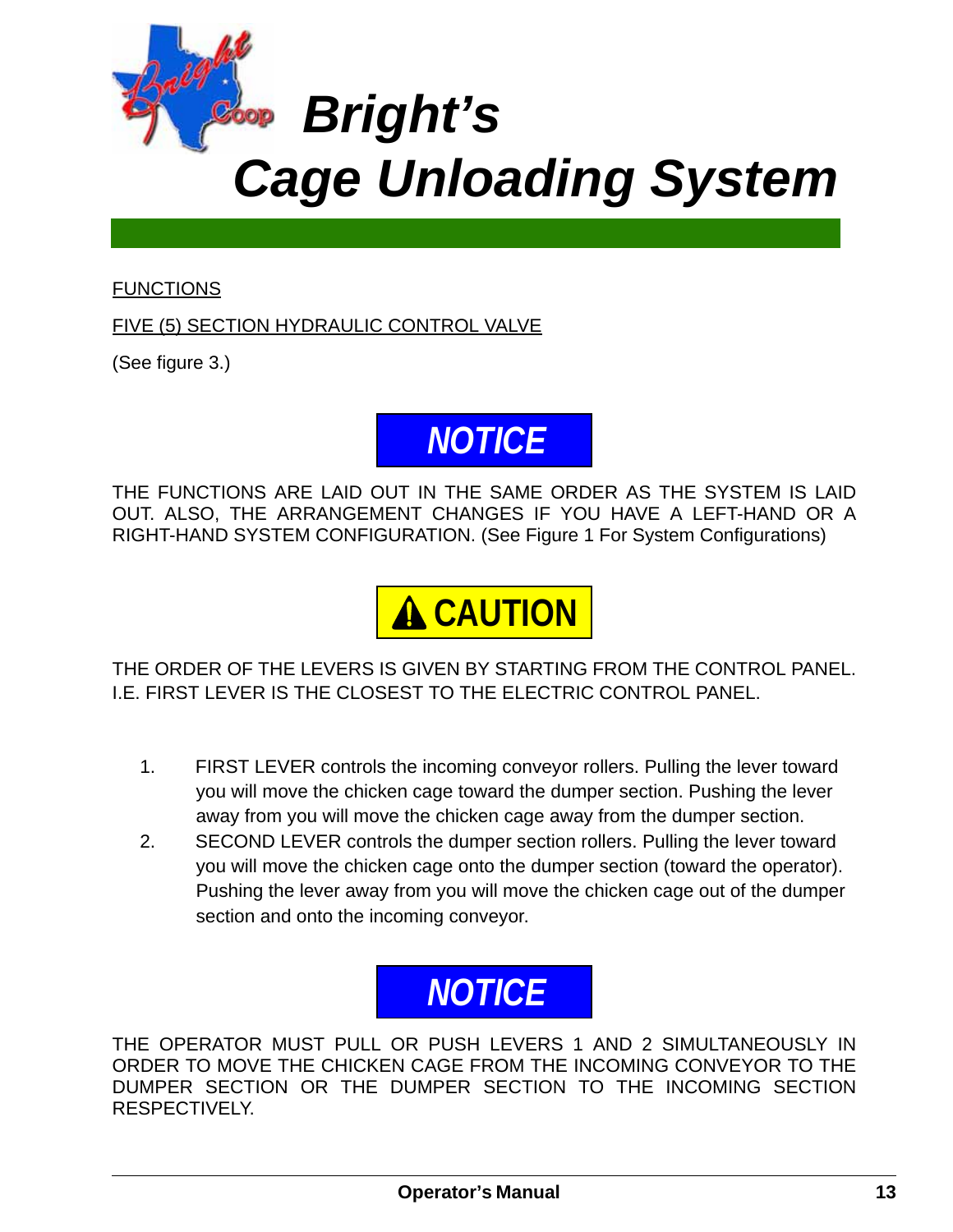# Bright's Cage Unloading System

<u>FUNCTIONS</u>

<u>FIVE (5) SECTION HYDRAULIC CONTROL VALVE</u>

(See figure 3.)

**NOTICE**

THE FUNCTIONS ARE LAID OUT IN THE SAME ORDER AS THE SYSTEM IS LAID OUT. ALSO, THE ARRANGEMENT CHANGES IF YOU HAVE A LEFT-HAND OR A RIGHT-HAND SYSTEM CONFIGURATION. (See Figure 1 For System Configurations)

**⚠ CAUTION**

THE ORDER OF THE LEVERS IS GIVEN BY STARTING FROM THE CONTROL PANEL. I.E. FIRST LEVER IS THE CLOSEST TO THE ELECTRIC CONTROL PANEL.

1. FIRST LEVER controls the incoming conveyor rollers. Pulling the lever toward you will move the chicken cage toward the dumper section. Pushing the lever away from you will move the chicken cage away from the dumper section.
2. SECOND LEVER controls the dumper section rollers. Pulling the lever toward you will move the chicken cage onto the dumper section (toward the operator). Pushing the lever away from you will move the chicken cage out of the dumper section and onto the incoming conveyor.

**NOTICE**

THE OPERATOR MUST PULL OR PUSH LEVERS 1 AND 2 SIMULTANEOUSLY IN ORDER TO MOVE THE CHICKEN CAGE FROM THE INCOMING CONVEYOR TO THE DUMPER SECTION OR THE DUMPER SECTION TO THE INCOMING SECTION RESPECTIVELY.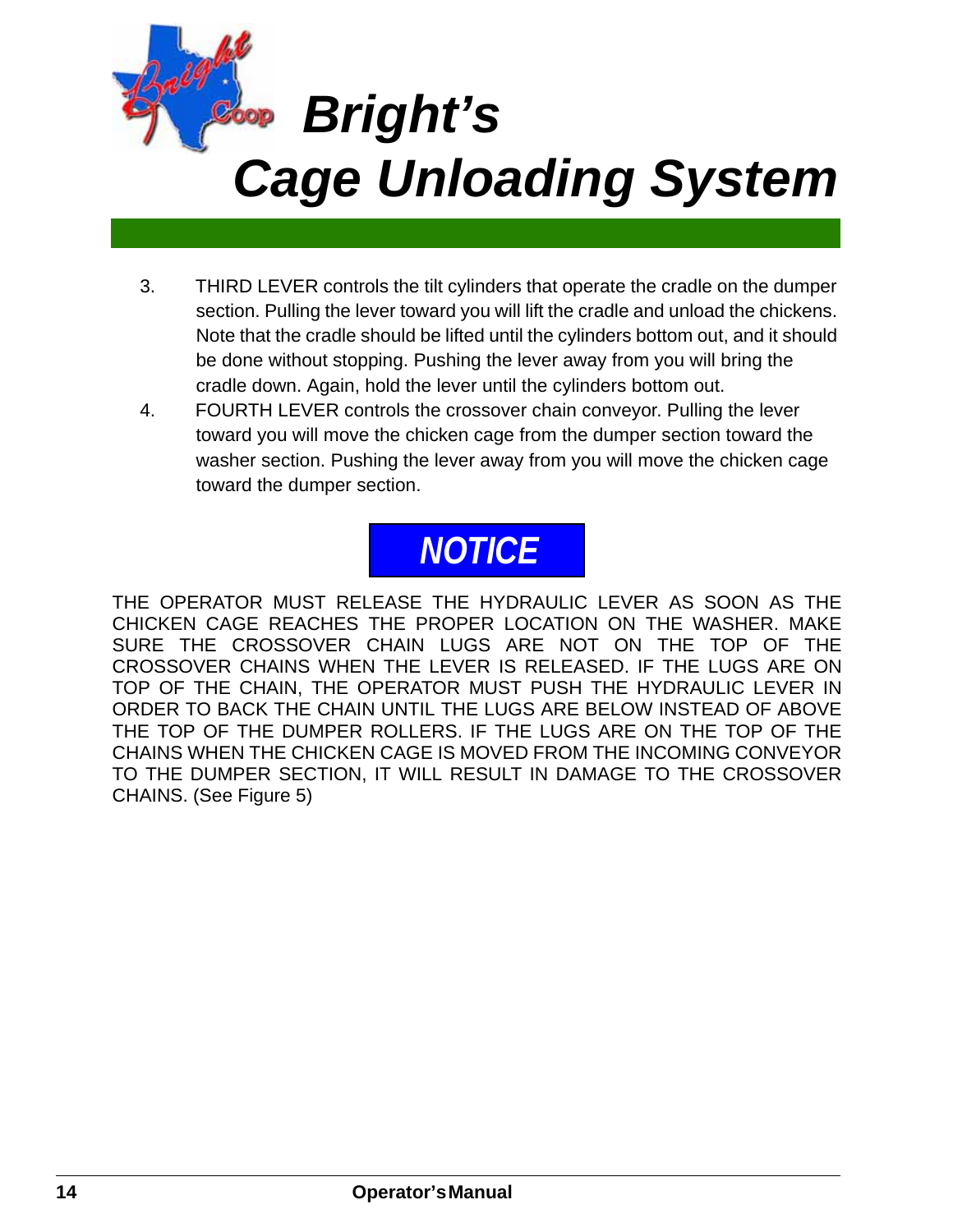3. THIRD LEVER controls the tilt cylinders that operate the cradle on the dumper section. Pulling the lever toward you will lift the cradle and unload the chickens. Note that the cradle should be lifted until the cylinders bottom out, and it should be done without stopping. Pushing the lever away from you will bring the cradle down. Again, hold the lever until the cylinders bottom out.
4. FOURTH LEVER controls the crossover chain conveyor. Pulling the lever toward you will move the chicken cage from the dumper section toward the washer section. Pushing the lever away from you will move the chicken cage toward the dumper section.

## *NOTICE*

THE OPERATOR MUST RELEASE THE HYDRAULIC LEVER AS SOON AS THE CHICKEN CAGE REACHES THE PROPER LOCATION ON THE WASHER. MAKE SURE THE CROSSOVER CHAIN LUGS ARE NOT ON THE TOP OF THE CROSSOVER CHAINS WHEN THE LEVER IS RELEASED. IF THE LUGS ARE ON TOP OF THE CHAIN, THE OPERATOR MUST PUSH THE HYDRAULIC LEVER IN ORDER TO BACK THE CHAIN UNTIL THE LUGS ARE BELOW INSTEAD OF ABOVE THE TOP OF THE DUMPER ROLLERS. IF THE LUGS ARE ON THE TOP OF THE CHAINS WHEN THE CHICKEN CAGE IS MOVED FROM THE INCOMING CONVEYOR TO THE DUMPER SECTION, IT WILL RESULT IN DAMAGE TO THE CROSSOVER CHAINS. (See Figure 5)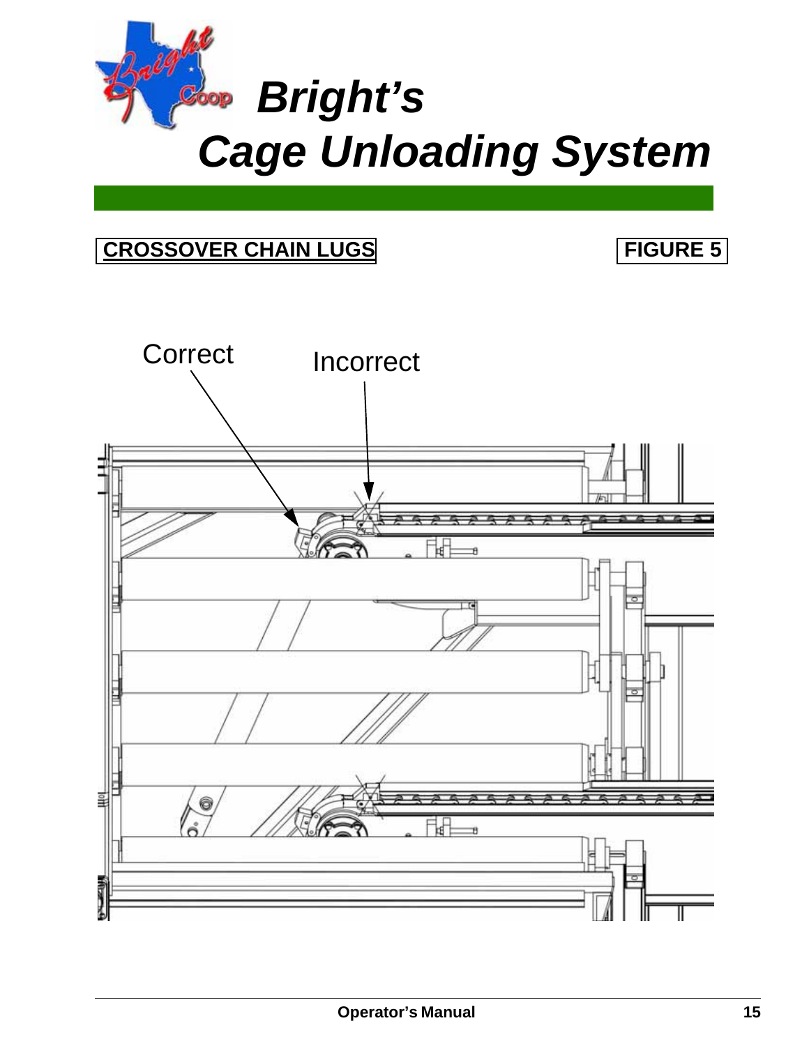# Bright's Cage Unloading System

**CROSSOVER CHAIN LUGS** **FIGURE 5**

Correct

Incorrect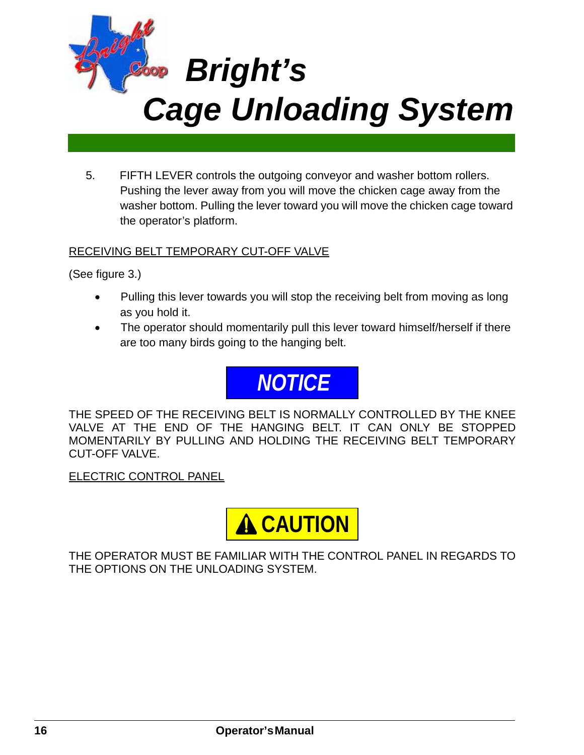5. FIFTH LEVER controls the outgoing conveyor and washer bottom rollers. Pushing the lever away from you will move the chicken cage away from the washer bottom. Pulling the lever toward you will move the chicken cage toward the operator's platform.

RECEIVING BELT TEMPORARY CUT-OFF VALVE

(See figure 3.)

- Pulling this lever towards you will stop the receiving belt from moving as long as you hold it.
- The operator should momentarily pull this lever toward himself/herself if there are too many birds going to the hanging belt.

**NOTICE**

THE SPEED OF THE RECEIVING BELT IS NORMALLY CONTROLLED BY THE KNEE VALVE AT THE END OF THE HANGING BELT. IT CAN ONLY BE STOPPED MOMENTARILY BY PULLING AND HOLDING THE RECEIVING BELT TEMPORARY CUT-OFF VALVE.

ELECTRIC CONTROL PANEL

**CAUTION**

THE OPERATOR MUST BE FAMILIAR WITH THE CONTROL PANEL IN REGARDS TO THE OPTIONS ON THE UNLOADING SYSTEM.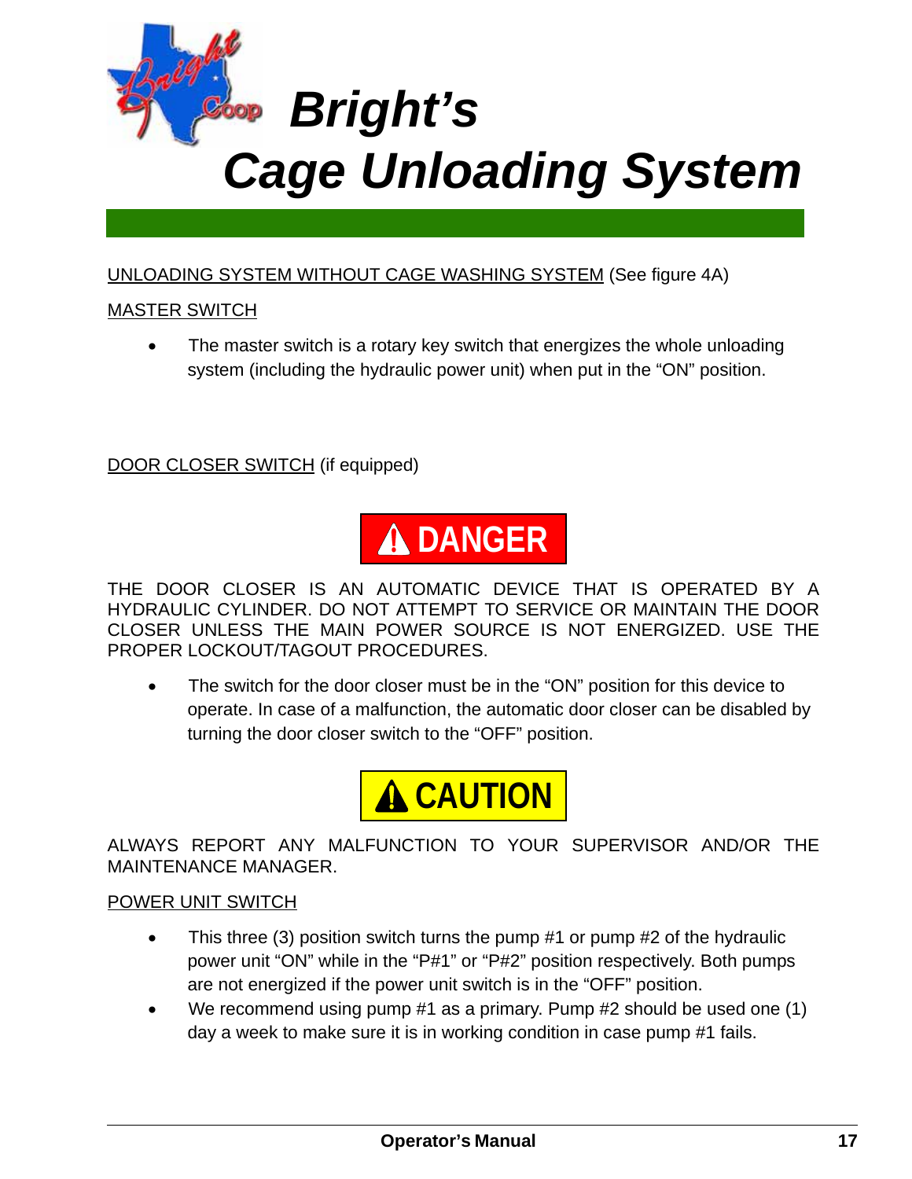# Bright's Cage Unloading System

UNLOADING SYSTEM WITHOUT CAGE WASHING SYSTEM (See figure 4A)

MASTER SWITCH

- The master switch is a rotary key switch that energizes the whole unloading system (including the hydraulic power unit) when put in the "ON" position.

DOOR CLOSER SWITCH (if equipped)

**⚠ DANGER**

THE DOOR CLOSER IS AN AUTOMATIC DEVICE THAT IS OPERATED BY A HYDRAULIC CYLINDER. DO NOT ATTEMPT TO SERVICE OR MAINTAIN THE DOOR CLOSER UNLESS THE MAIN POWER SOURCE IS NOT ENERGIZED. USE THE PROPER LOCKOUT/TAGOUT PROCEDURES.

- The switch for the door closer must be in the "ON" position for this device to operate. In case of a malfunction, the automatic door closer can be disabled by turning the door closer switch to the "OFF" position.

**⚠ CAUTION**

ALWAYS REPORT ANY MALFUNCTION TO YOUR SUPERVISOR AND/OR THE MAINTENANCE MANAGER.

POWER UNIT SWITCH

- This three (3) position switch turns the pump #1 or pump #2 of the hydraulic power unit "ON" while in the "P#1" or "P#2" position respectively. Both pumps are not energized if the power unit switch is in the "OFF" position.
- We recommend using pump #1 as a primary. Pump #2 should be used one (1) day a week to make sure it is in working condition in case pump #1 fails.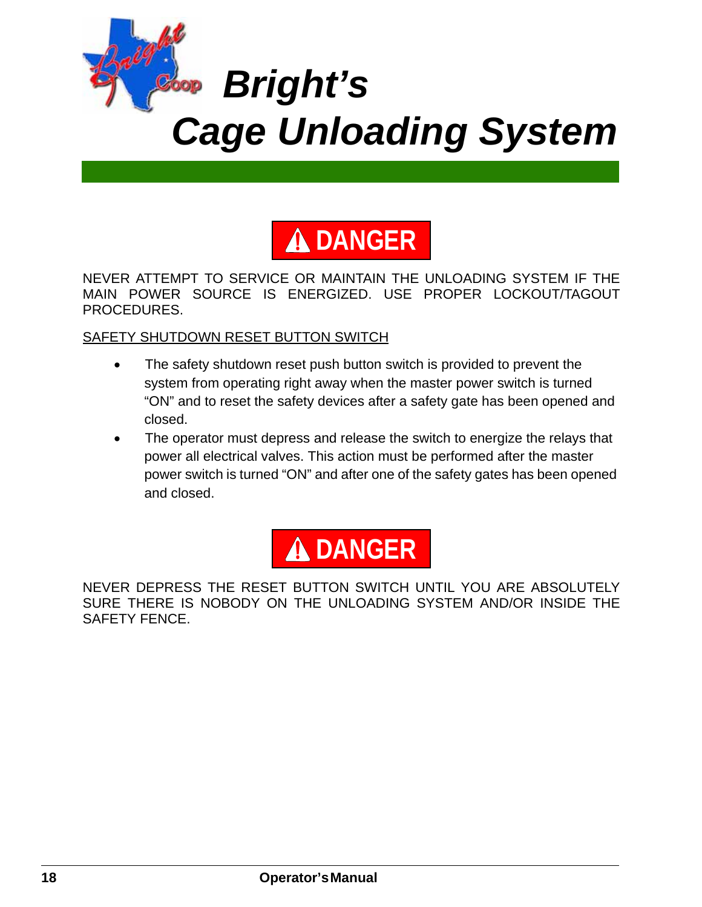# Bright's
# Cage Unloading System

**⚠ DANGER**

NEVER ATTEMPT TO SERVICE OR MAINTAIN THE UNLOADING SYSTEM IF THE MAIN POWER SOURCE IS ENERGIZED. USE PROPER LOCKOUT/TAGOUT PROCEDURES.

SAFETY SHUTDOWN RESET BUTTON SWITCH

- The safety shutdown reset push button switch is provided to prevent the system from operating right away when the master power switch is turned "ON" and to reset the safety devices after a safety gate has been opened and closed.
- The operator must depress and release the switch to energize the relays that power all electrical valves. This action must be performed after the master power switch is turned "ON" and after one of the safety gates has been opened and closed.

**⚠ DANGER**

NEVER DEPRESS THE RESET BUTTON SWITCH UNTIL YOU ARE ABSOLUTELY SURE THERE IS NOBODY ON THE UNLOADING SYSTEM AND/OR INSIDE THE SAFETY FENCE.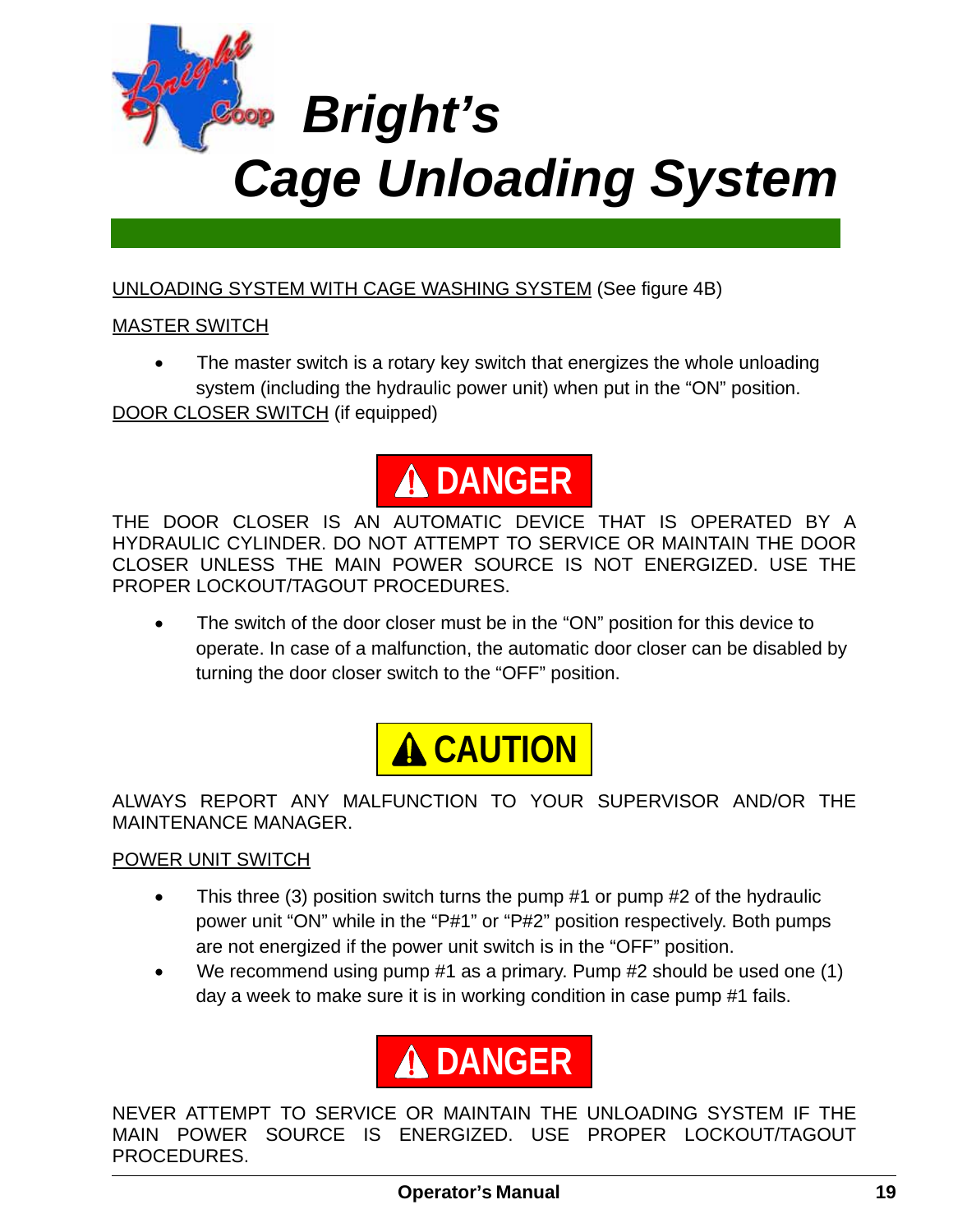UNLOADING SYSTEM WITH CAGE WASHING SYSTEM (See figure 4B)

MASTER SWITCH

- The master switch is a rotary key switch that energizes the whole unloading system (including the hydraulic power unit) when put in the "ON" position.

DOOR CLOSER SWITCH (if equipped)

**⚠ DANGER**

THE DOOR CLOSER IS AN AUTOMATIC DEVICE THAT IS OPERATED BY A HYDRAULIC CYLINDER. DO NOT ATTEMPT TO SERVICE OR MAINTAIN THE DOOR CLOSER UNLESS THE MAIN POWER SOURCE IS NOT ENERGIZED. USE THE PROPER LOCKOUT/TAGOUT PROCEDURES.

- The switch of the door closer must be in the "ON" position for this device to operate. In case of a malfunction, the automatic door closer can be disabled by turning the door closer switch to the "OFF" position.

**⚠ CAUTION**

ALWAYS REPORT ANY MALFUNCTION TO YOUR SUPERVISOR AND/OR THE MAINTENANCE MANAGER.

POWER UNIT SWITCH

- This three (3) position switch turns the pump #1 or pump #2 of the hydraulic power unit "ON" while in the "P#1" or "P#2" position respectively. Both pumps are not energized if the power unit switch is in the "OFF" position.
- We recommend using pump #1 as a primary. Pump #2 should be used one (1) day a week to make sure it is in working condition in case pump #1 fails.

**⚠ DANGER**

NEVER ATTEMPT TO SERVICE OR MAINTAIN THE UNLOADING SYSTEM IF THE MAIN POWER SOURCE IS ENERGIZED. USE PROPER LOCKOUT/TAGOUT PROCEDURES.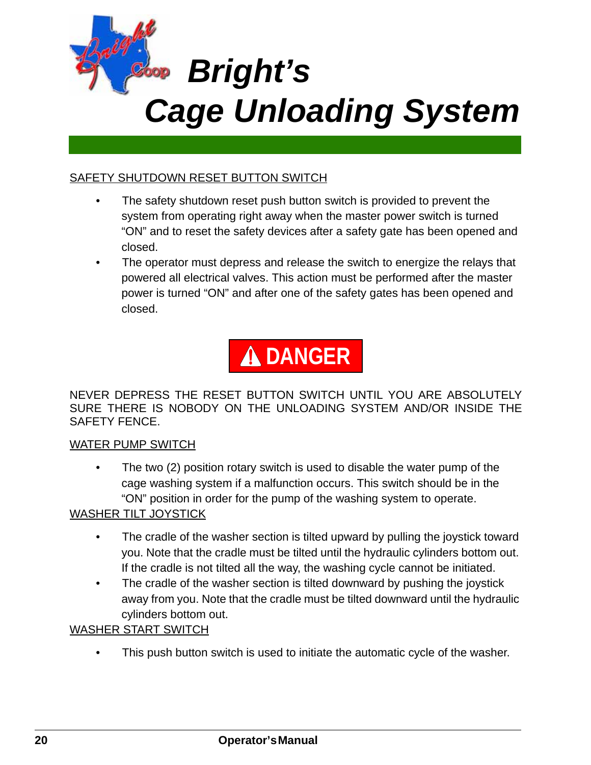SAFETY SHUTDOWN RESET BUTTON SWITCH

- The safety shutdown reset push button switch is provided to prevent the system from operating right away when the master power switch is turned “ON” and to reset the safety devices after a safety gate has been opened and closed.
- The operator must depress and release the switch to energize the relays that powered all electrical valves. This action must be performed after the master power is turned “ON” and after one of the safety gates has been opened and closed.

**⚠ DANGER**

NEVER DEPRESS THE RESET BUTTON SWITCH UNTIL YOU ARE ABSOLUTELY SURE THERE IS NOBODY ON THE UNLOADING SYSTEM AND/OR INSIDE THE SAFETY FENCE.

WATER PUMP SWITCH

- The two (2) position rotary switch is used to disable the water pump of the cage washing system if a malfunction occurs. This switch should be in the “ON” position in order for the pump of the washing system to operate.

WASHER TILT JOYSTICK

- The cradle of the washer section is tilted upward by pulling the joystick toward you. Note that the cradle must be tilted until the hydraulic cylinders bottom out. If the cradle is not tilted all the way, the washing cycle cannot be initiated.
- The cradle of the washer section is tilted downward by pushing the joystick away from you. Note that the cradle must be tilted downward until the hydraulic cylinders bottom out.

WASHER START SWITCH

- This push button switch is used to initiate the automatic cycle of the washer.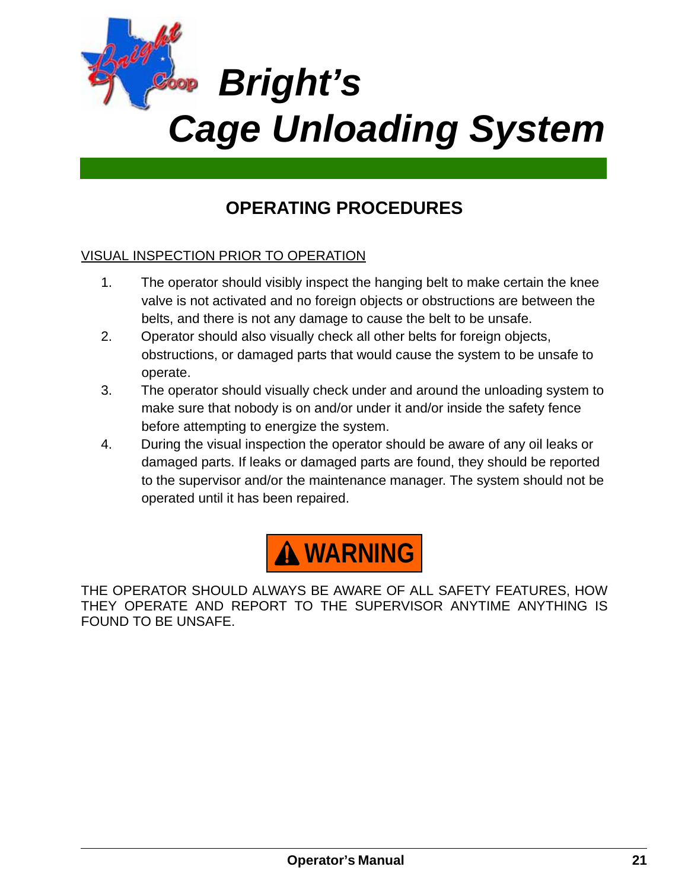# OPERATING PROCEDURES

VISUAL INSPECTION PRIOR TO OPERATION

1. The operator should visibly inspect the hanging belt to make certain the knee valve is not activated and no foreign objects or obstructions are between the belts, and there is not any damage to cause the belt to be unsafe.
2. Operator should also visually check all other belts for foreign objects, obstructions, or damaged parts that would cause the system to be unsafe to operate.
3. The operator should visually check under and around the unloading system to make sure that nobody is on and/or under it and/or inside the safety fence before attempting to energize the system.
4. During the visual inspection the operator should be aware of any oil leaks or damaged parts. If leaks or damaged parts are found, they should be reported to the supervisor and/or the maintenance manager. The system should not be operated until it has been repaired.

**⚠ WARNING**

THE OPERATOR SHOULD ALWAYS BE AWARE OF ALL SAFETY FEATURES, HOW THEY OPERATE AND REPORT TO THE SUPERVISOR ANYTIME ANYTHING IS FOUND TO BE UNSAFE.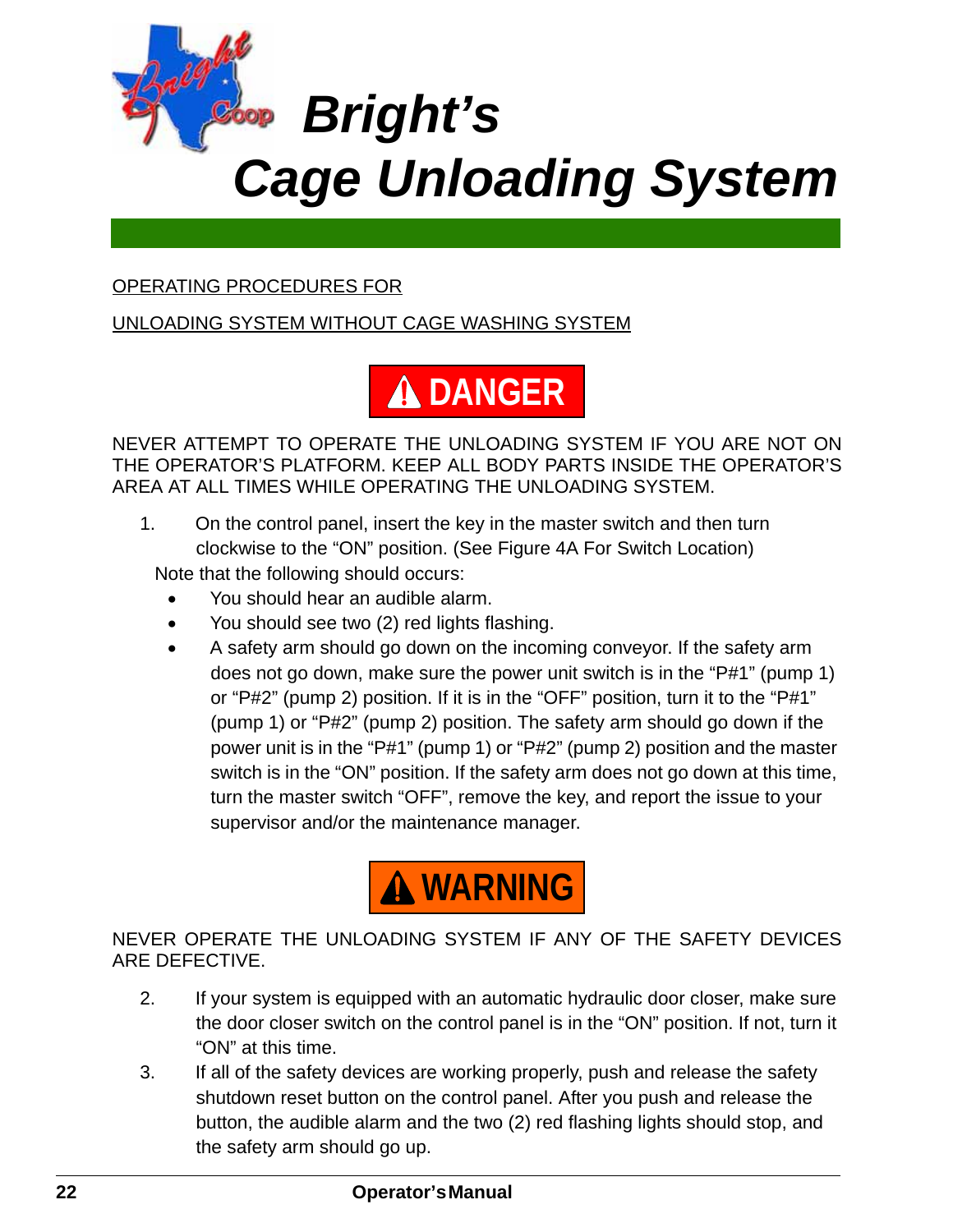# Bright's Cage Unloading System

OPERATING PROCEDURES FOR

UNLOADING SYSTEM WITHOUT CAGE WASHING SYSTEM

**⚠ DANGER**

NEVER ATTEMPT TO OPERATE THE UNLOADING SYSTEM IF YOU ARE NOT ON THE OPERATOR'S PLATFORM. KEEP ALL BODY PARTS INSIDE THE OPERATOR'S AREA AT ALL TIMES WHILE OPERATING THE UNLOADING SYSTEM.

1. On the control panel, insert the key in the master switch and then turn clockwise to the "ON" position. (See Figure 4A For Switch Location)

   Note that the following should occurs:

   - You should hear an audible alarm.
   - You should see two (2) red lights flashing.
   - A safety arm should go down on the incoming conveyor. If the safety arm does not go down, make sure the power unit switch is in the "P#1" (pump 1) or "P#2" (pump 2) position. If it is in the "OFF" position, turn it to the "P#1" (pump 1) or "P#2" (pump 2) position. The safety arm should go down if the power unit is in the "P#1" (pump 1) or "P#2" (pump 2) position and the master switch is in the "ON" position. If the safety arm does not go down at this time, turn the master switch "OFF", remove the key, and report the issue to your supervisor and/or the maintenance manager.

**⚠ WARNING**

NEVER OPERATE THE UNLOADING SYSTEM IF ANY OF THE SAFETY DEVICES ARE DEFECTIVE.

2. If your system is equipped with an automatic hydraulic door closer, make sure the door closer switch on the control panel is in the "ON" position. If not, turn it "ON" at this time.
3. If all of the safety devices are working properly, push and release the safety shutdown reset button on the control panel. After you push and release the button, the audible alarm and the two (2) red flashing lights should stop, and the safety arm should go up.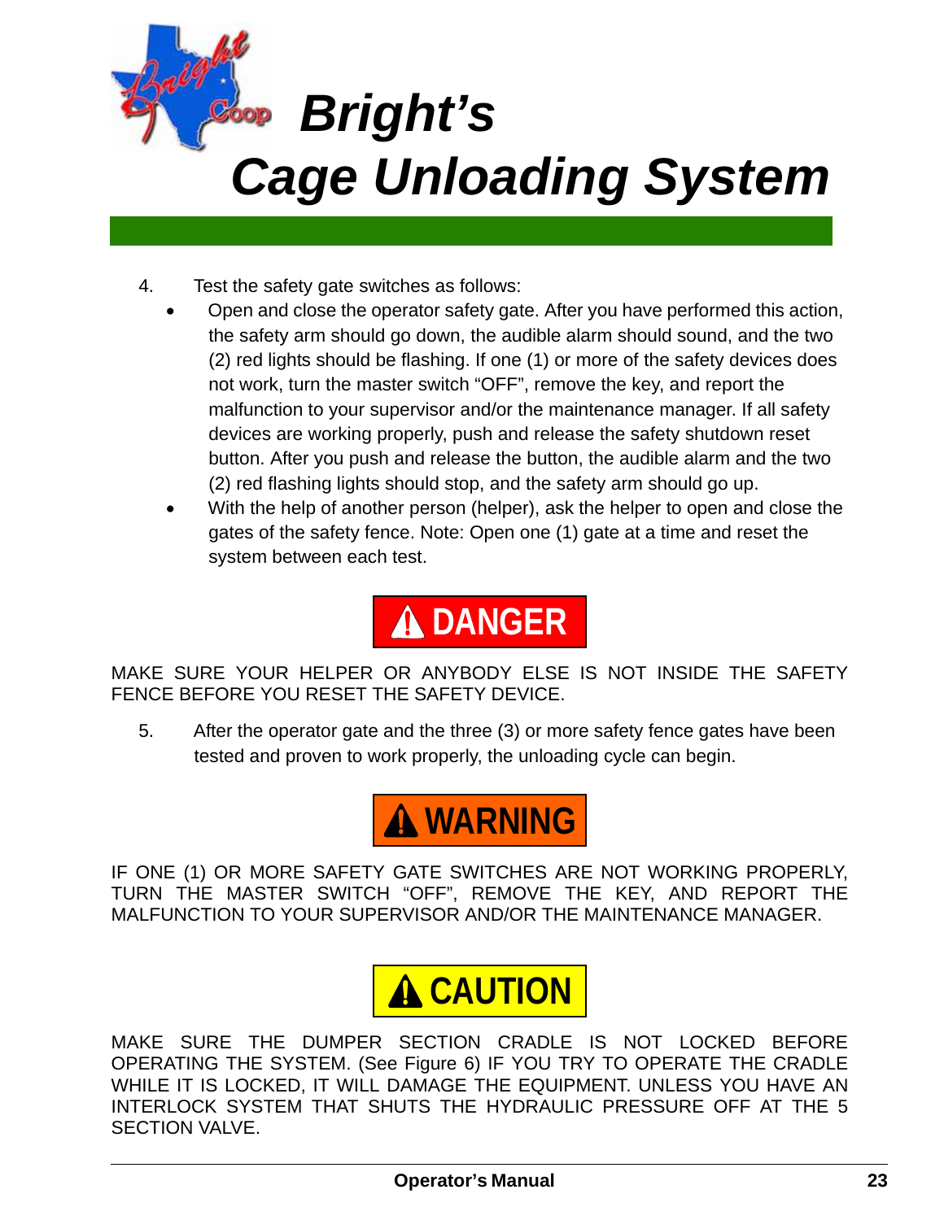4. Test the safety gate switches as follows:
   - Open and close the operator safety gate. After you have performed this action, the safety arm should go down, the audible alarm should sound, and the two (2) red lights should be flashing. If one (1) or more of the safety devices does not work, turn the master switch “OFF”, remove the key, and report the malfunction to your supervisor and/or the maintenance manager. If all safety devices are working properly, push and release the safety shutdown reset button. After you push and release the button, the audible alarm and the two (2) red flashing lights should stop, and the safety arm should go up.
   - With the help of another person (helper), ask the helper to open and close the gates of the safety fence. Note: Open one (1) gate at a time and reset the system between each test.

**⚠ DANGER**

MAKE SURE YOUR HELPER OR ANYBODY ELSE IS NOT INSIDE THE SAFETY FENCE BEFORE YOU RESET THE SAFETY DEVICE.

5. After the operator gate and the three (3) or more safety fence gates have been tested and proven to work properly, the unloading cycle can begin.

**⚠ WARNING**

IF ONE (1) OR MORE SAFETY GATE SWITCHES ARE NOT WORKING PROPERLY, TURN THE MASTER SWITCH “OFF”, REMOVE THE KEY, AND REPORT THE MALFUNCTION TO YOUR SUPERVISOR AND/OR THE MAINTENANCE MANAGER.

**⚠ CAUTION**

MAKE SURE THE DUMPER SECTION CRADLE IS NOT LOCKED BEFORE OPERATING THE SYSTEM. (See Figure 6) IF YOU TRY TO OPERATE THE CRADLE WHILE IT IS LOCKED, IT WILL DAMAGE THE EQUIPMENT. UNLESS YOU HAVE AN INTERLOCK SYSTEM THAT SHUTS THE HYDRAULIC PRESSURE OFF AT THE 5 SECTION VALVE.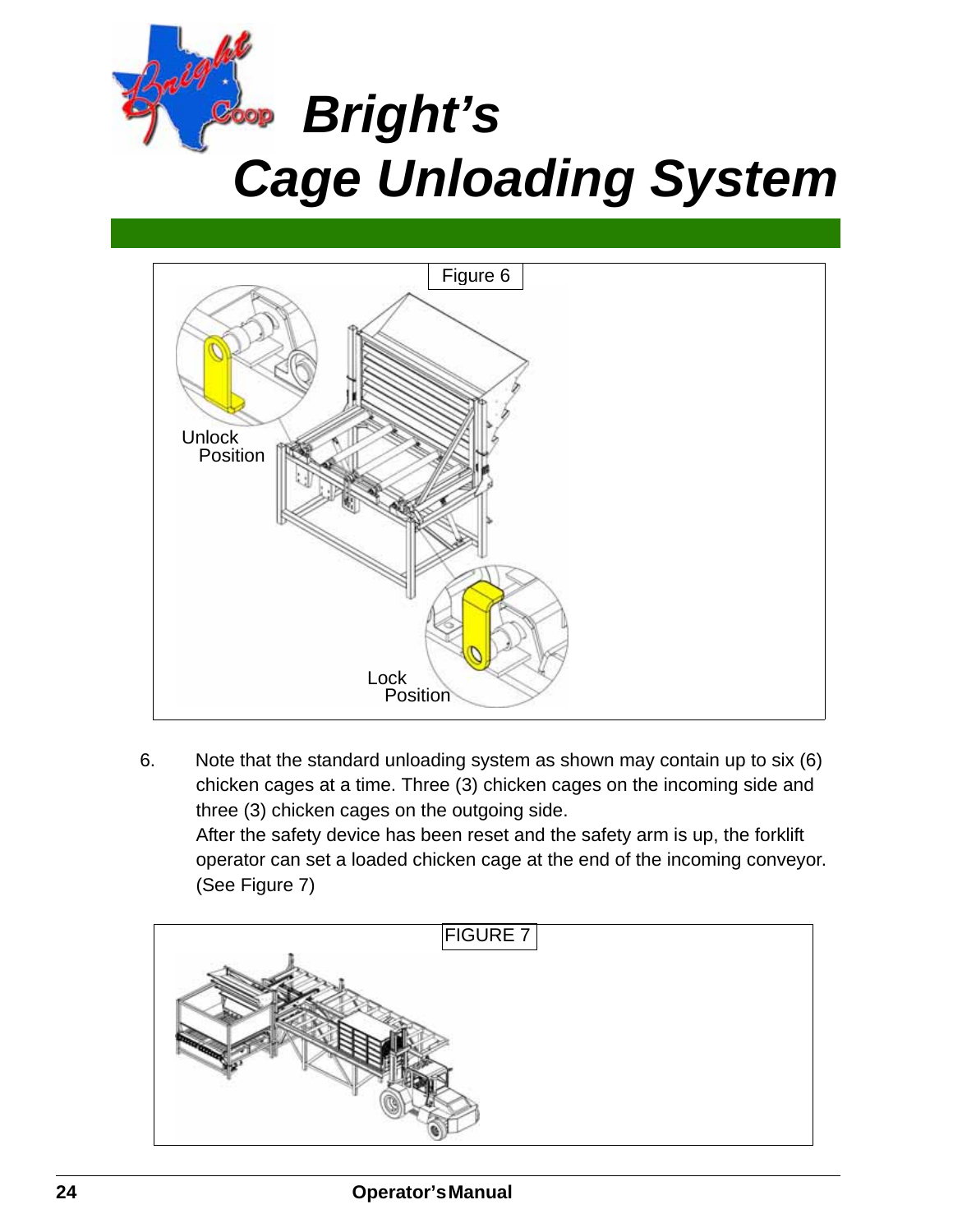# Bright's Cage Unloading System

Figure 6

Unlock Position

Lock Position

6. Note that the standard unloading system as shown may contain up to six (6) chicken cages at a time. Three (3) chicken cages on the incoming side and three (3) chicken cages on the outgoing side.
   After the safety device has been reset and the safety arm is up, the forklift operator can set a loaded chicken cage at the end of the incoming conveyor. (See Figure 7)

FIGURE 7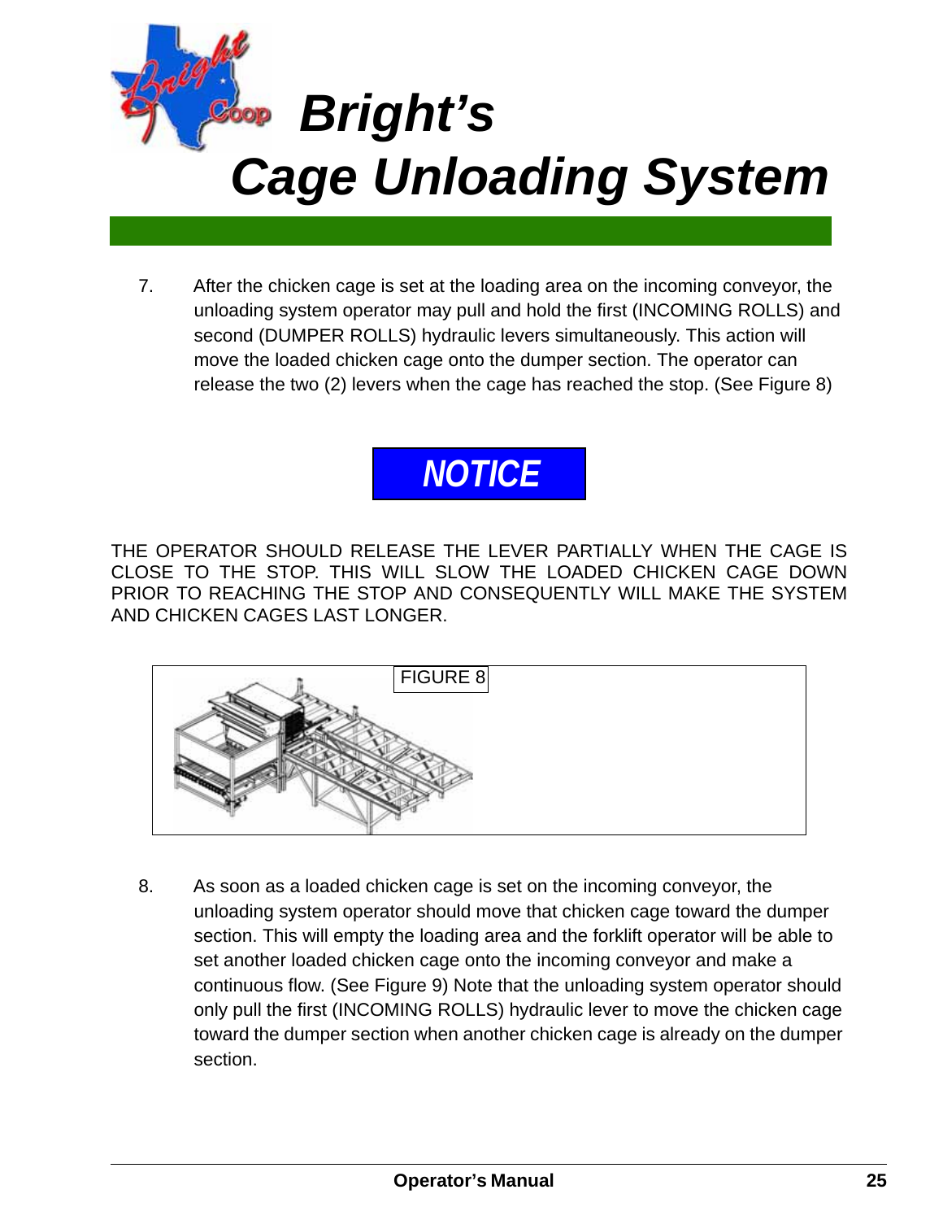# Bright's Cage Unloading System

7. After the chicken cage is set at the loading area on the incoming conveyor, the unloading system operator may pull and hold the first (INCOMING ROLLS) and second (DUMPER ROLLS) hydraulic levers simultaneously. This action will move the loaded chicken cage onto the dumper section. The operator can release the two (2) levers when the cage has reached the stop. (See Figure 8)

**NOTICE**

THE OPERATOR SHOULD RELEASE THE LEVER PARTIALLY WHEN THE CAGE IS CLOSE TO THE STOP. THIS WILL SLOW THE LOADED CHICKEN CAGE DOWN PRIOR TO REACHING THE STOP AND CONSEQUENTLY WILL MAKE THE SYSTEM AND CHICKEN CAGES LAST LONGER.

FIGURE 8

8. As soon as a loaded chicken cage is set on the incoming conveyor, the unloading system operator should move that chicken cage toward the dumper section. This will empty the loading area and the forklift operator will be able to set another loaded chicken cage onto the incoming conveyor and make a continuous flow. (See Figure 9) Note that the unloading system operator should only pull the first (INCOMING ROLLS) hydraulic lever to move the chicken cage toward the dumper section when another chicken cage is already on the dumper section.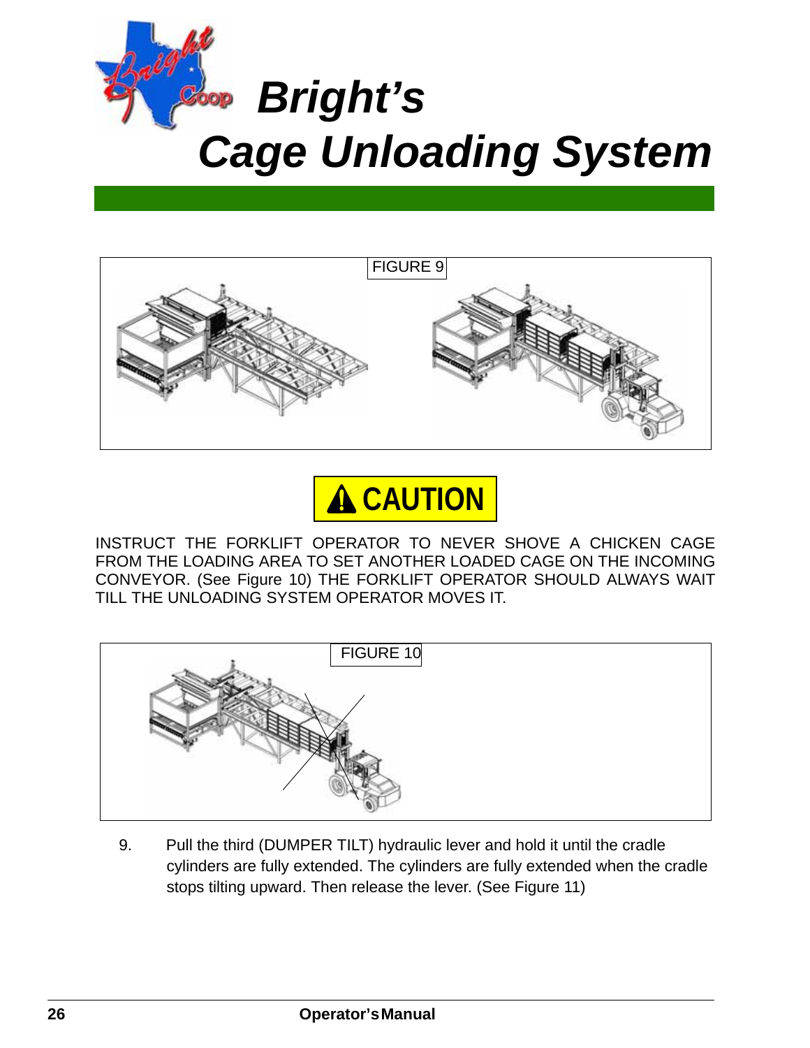FIGURE 9

**⚠ CAUTION**

INSTRUCT THE FORKLIFT OPERATOR TO NEVER SHOVE A CHICKEN CAGE FROM THE LOADING AREA TO SET ANOTHER LOADED CAGE ON THE INCOMING CONVEYOR. (See Figure 10) THE FORKLIFT OPERATOR SHOULD ALWAYS WAIT TILL THE UNLOADING SYSTEM OPERATOR MOVES IT.

FIGURE 10

9. Pull the third (DUMPER TILT) hydraulic lever and hold it until the cradle cylinders are fully extended. The cylinders are fully extended when the cradle stops tilting upward. Then release the lever. (See Figure 11)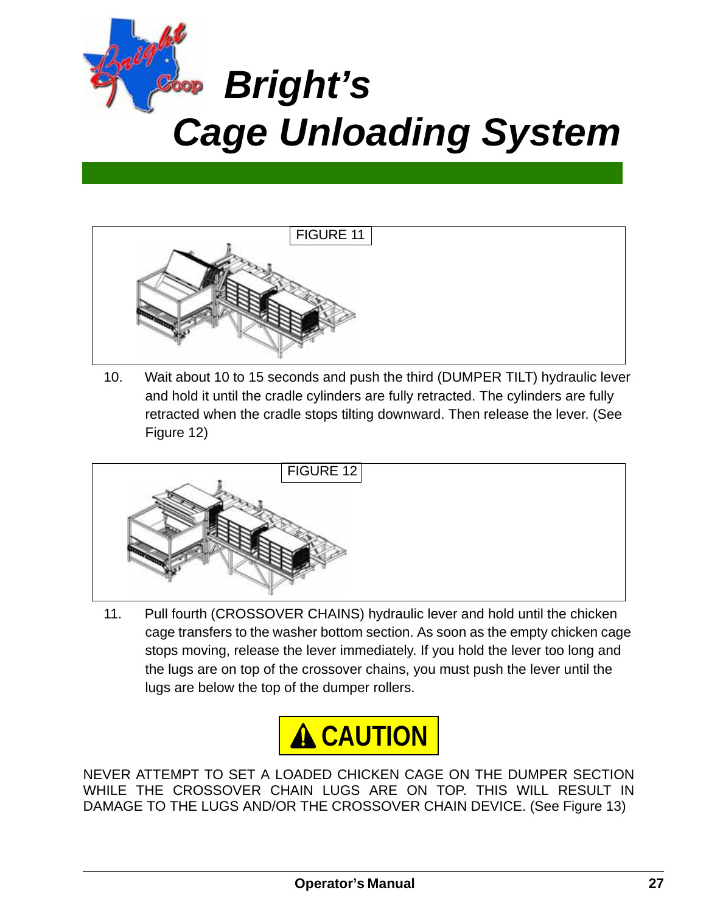FIGURE 11

10. Wait about 10 to 15 seconds and push the third (DUMPER TILT) hydraulic lever and hold it until the cradle cylinders are fully retracted. The cylinders are fully retracted when the cradle stops tilting downward. Then release the lever. (See Figure 12)

FIGURE 12

11. Pull fourth (CROSSOVER CHAINS) hydraulic lever and hold until the chicken cage transfers to the washer bottom section. As soon as the empty chicken cage stops moving, release the lever immediately. If you hold the lever too long and the lugs are on top of the crossover chains, you must push the lever until the lugs are below the top of the dumper rollers.

**⚠ CAUTION**

NEVER ATTEMPT TO SET A LOADED CHICKEN CAGE ON THE DUMPER SECTION WHILE THE CROSSOVER CHAIN LUGS ARE ON TOP. THIS WILL RESULT IN DAMAGE TO THE LUGS AND/OR THE CROSSOVER CHAIN DEVICE. (See Figure 13)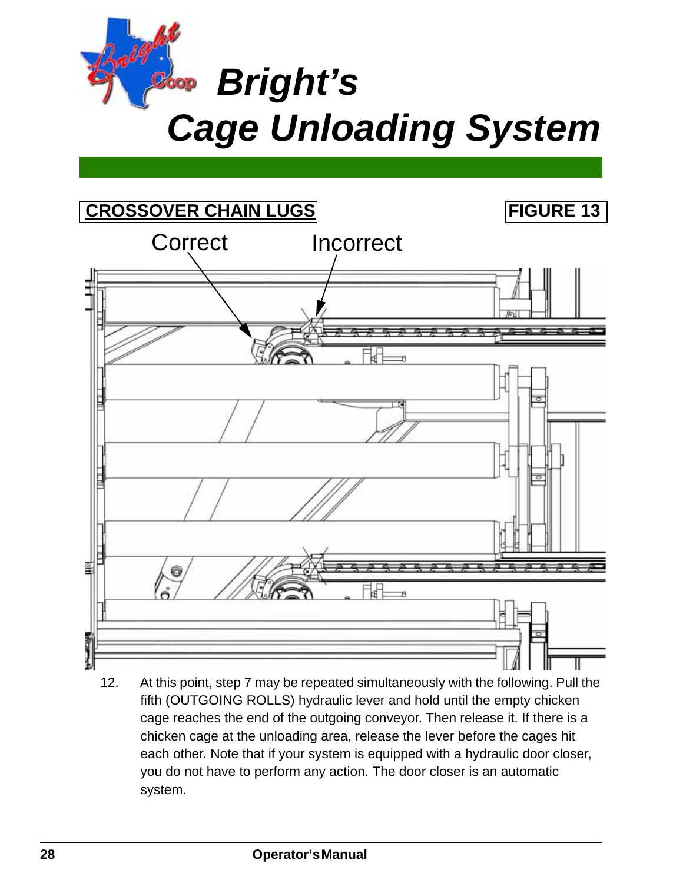# Bright's Cage Unloading System

**CROSSOVER CHAIN LUGS** **FIGURE 13**

Correct Incorrect

12. At this point, step 7 may be repeated simultaneously with the following. Pull the fifth (OUTGOING ROLLS) hydraulic lever and hold until the empty chicken cage reaches the end of the outgoing conveyor. Then release it. If there is a chicken cage at the unloading area, release the lever before the cages hit each other. Note that if your system is equipped with a hydraulic door closer, you do not have to perform any action. The door closer is an automatic system.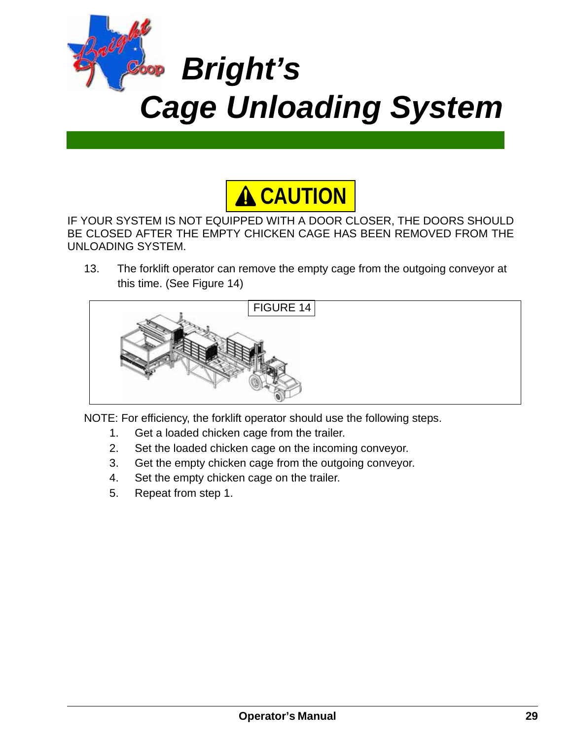**CAUTION**

IF YOUR SYSTEM IS NOT EQUIPPED WITH A DOOR CLOSER, THE DOORS SHOULD BE CLOSED AFTER THE EMPTY CHICKEN CAGE HAS BEEN REMOVED FROM THE UNLOADING SYSTEM.

13. The forklift operator can remove the empty cage from the outgoing conveyor at this time. (See Figure 14)

FIGURE 14

NOTE: For efficiency, the forklift operator should use the following steps.

1. Get a loaded chicken cage from the trailer.
2. Set the loaded chicken cage on the incoming conveyor.
3. Get the empty chicken cage from the outgoing conveyor.
4. Set the empty chicken cage on the trailer.
5. Repeat from step 1.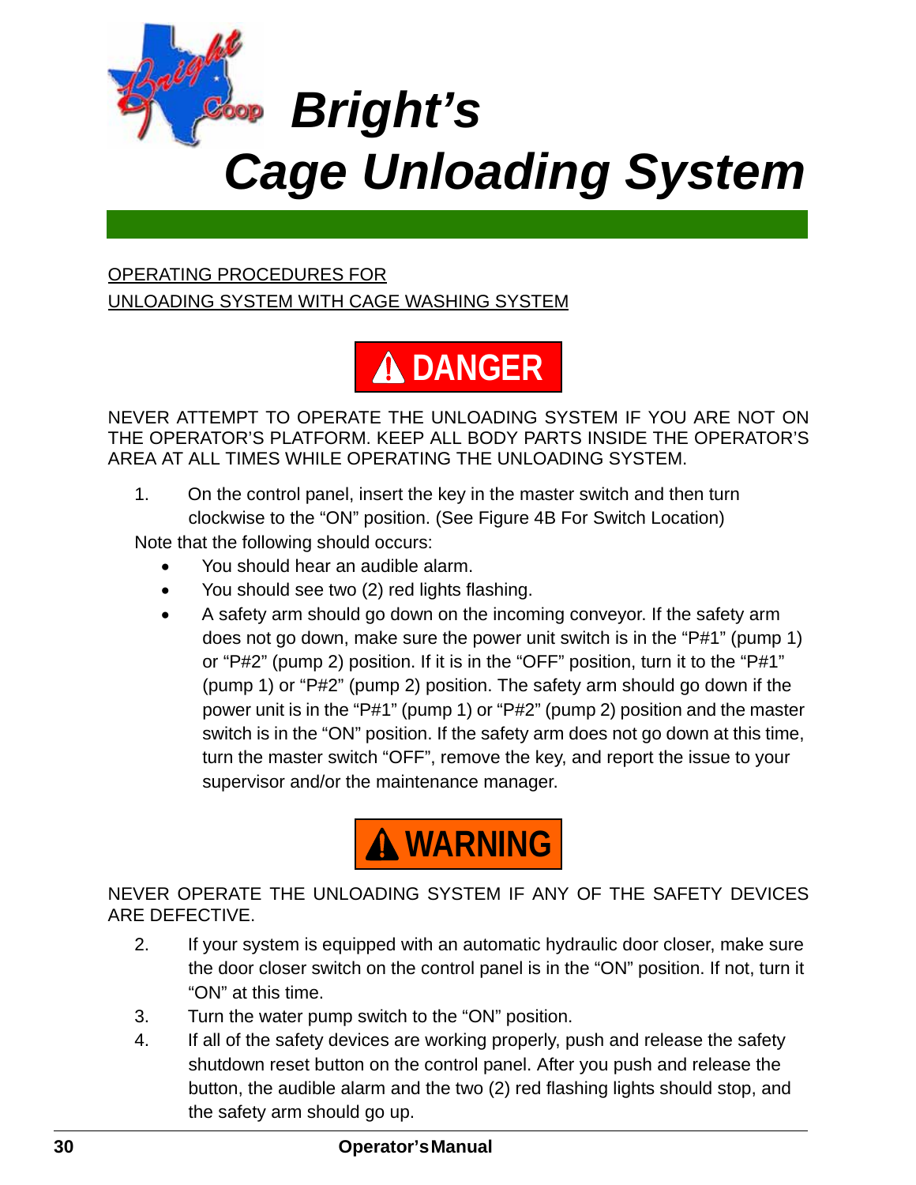# Bright's Cage Unloading System

OPERATING PROCEDURES FOR
UNLOADING SYSTEM WITH CAGE WASHING SYSTEM

**⚠ DANGER**

NEVER ATTEMPT TO OPERATE THE UNLOADING SYSTEM IF YOU ARE NOT ON THE OPERATOR'S PLATFORM. KEEP ALL BODY PARTS INSIDE THE OPERATOR'S AREA AT ALL TIMES WHILE OPERATING THE UNLOADING SYSTEM.

1. On the control panel, insert the key in the master switch and then turn clockwise to the "ON" position. (See Figure 4B For Switch Location)

Note that the following should occurs:

- You should hear an audible alarm.
- You should see two (2) red lights flashing.
- A safety arm should go down on the incoming conveyor. If the safety arm does not go down, make sure the power unit switch is in the "P#1" (pump 1) or "P#2" (pump 2) position. If it is in the "OFF" position, turn it to the "P#1" (pump 1) or "P#2" (pump 2) position. The safety arm should go down if the power unit is in the "P#1" (pump 1) or "P#2" (pump 2) position and the master switch is in the "ON" position. If the safety arm does not go down at this time, turn the master switch "OFF", remove the key, and report the issue to your supervisor and/or the maintenance manager.

**⚠ WARNING**

NEVER OPERATE THE UNLOADING SYSTEM IF ANY OF THE SAFETY DEVICES ARE DEFECTIVE.

2. If your system is equipped with an automatic hydraulic door closer, make sure the door closer switch on the control panel is in the "ON" position. If not, turn it "ON" at this time.
3. Turn the water pump switch to the "ON" position.
4. If all of the safety devices are working properly, push and release the safety shutdown reset button on the control panel. After you push and release the button, the audible alarm and the two (2) red flashing lights should stop, and the safety arm should go up.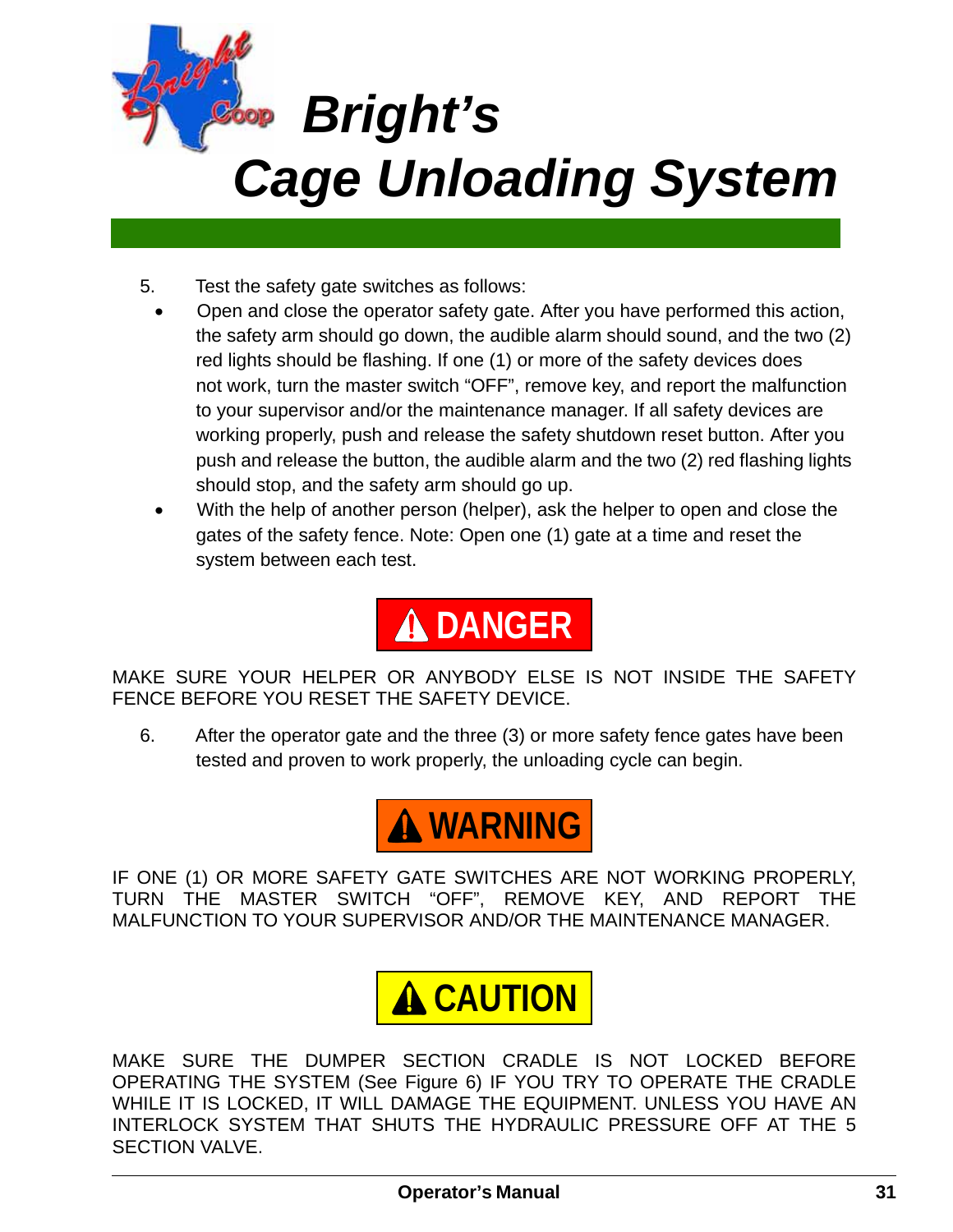5. Test the safety gate switches as follows:
   - Open and close the operator safety gate. After you have performed this action, the safety arm should go down, the audible alarm should sound, and the two (2) red lights should be flashing. If one (1) or more of the safety devices does not work, turn the master switch "OFF", remove key, and report the malfunction to your supervisor and/or the maintenance manager. If all safety devices are working properly, push and release the safety shutdown reset button. After you push and release the button, the audible alarm and the two (2) red flashing lights should stop, and the safety arm should go up.
   - With the help of another person (helper), ask the helper to open and close the gates of the safety fence. Note: Open one (1) gate at a time and reset the system between each test.

**⚠ DANGER**

MAKE SURE YOUR HELPER OR ANYBODY ELSE IS NOT INSIDE THE SAFETY FENCE BEFORE YOU RESET THE SAFETY DEVICE.

6. After the operator gate and the three (3) or more safety fence gates have been tested and proven to work properly, the unloading cycle can begin.

**⚠ WARNING**

IF ONE (1) OR MORE SAFETY GATE SWITCHES ARE NOT WORKING PROPERLY, TURN THE MASTER SWITCH "OFF", REMOVE KEY, AND REPORT THE MALFUNCTION TO YOUR SUPERVISOR AND/OR THE MAINTENANCE MANAGER.

**⚠ CAUTION**

MAKE SURE THE DUMPER SECTION CRADLE IS NOT LOCKED BEFORE OPERATING THE SYSTEM (See Figure 6) IF YOU TRY TO OPERATE THE CRADLE WHILE IT IS LOCKED, IT WILL DAMAGE THE EQUIPMENT. UNLESS YOU HAVE AN INTERLOCK SYSTEM THAT SHUTS THE HYDRAULIC PRESSURE OFF AT THE 5 SECTION VALVE.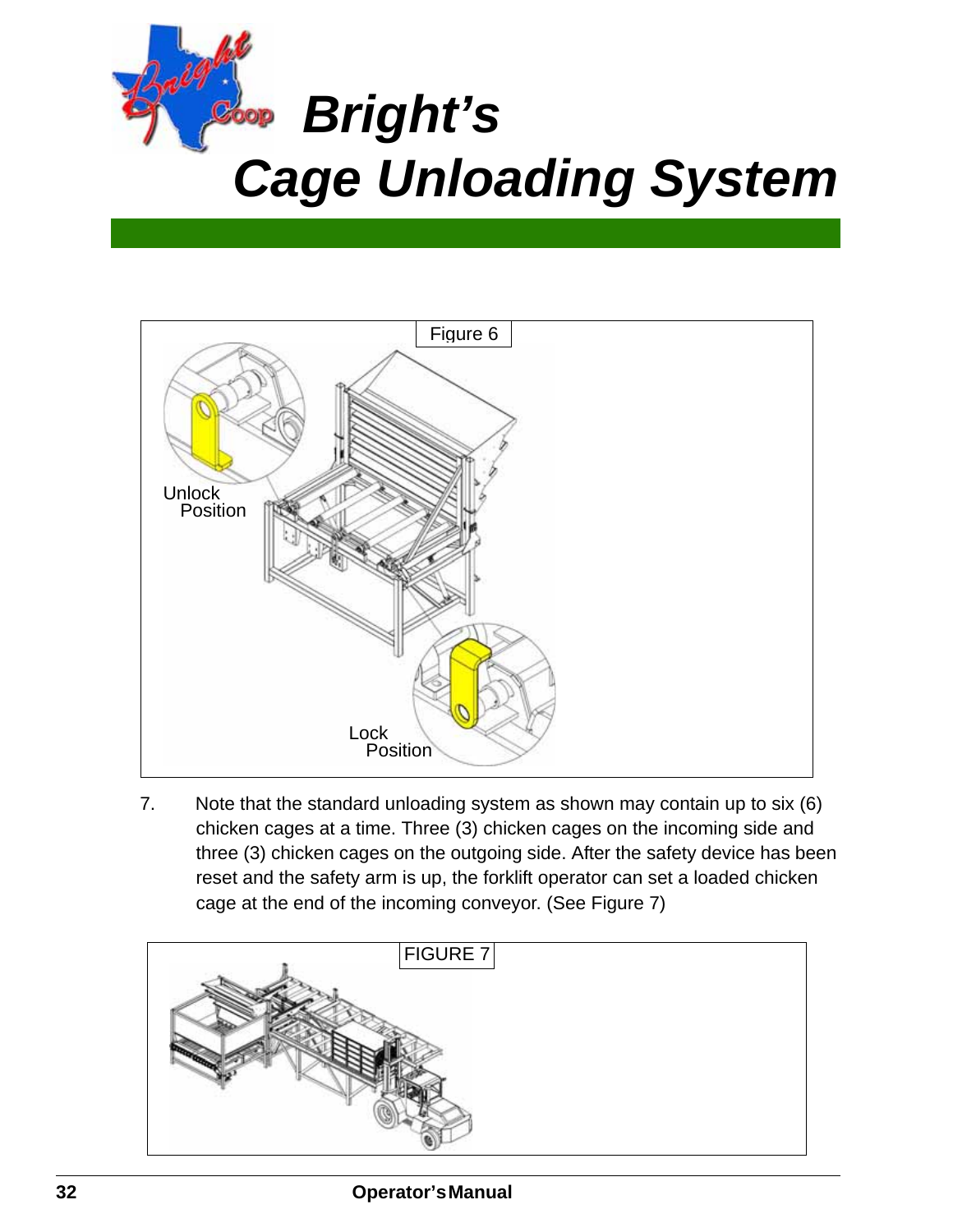# Bright's Cage Unloading System

Figure 6

Unlock Position

Lock Position

7. Note that the standard unloading system as shown may contain up to six (6) chicken cages at a time. Three (3) chicken cages on the incoming side and three (3) chicken cages on the outgoing side. After the safety device has been reset and the safety arm is up, the forklift operator can set a loaded chicken cage at the end of the incoming conveyor. (See Figure 7)

FIGURE 7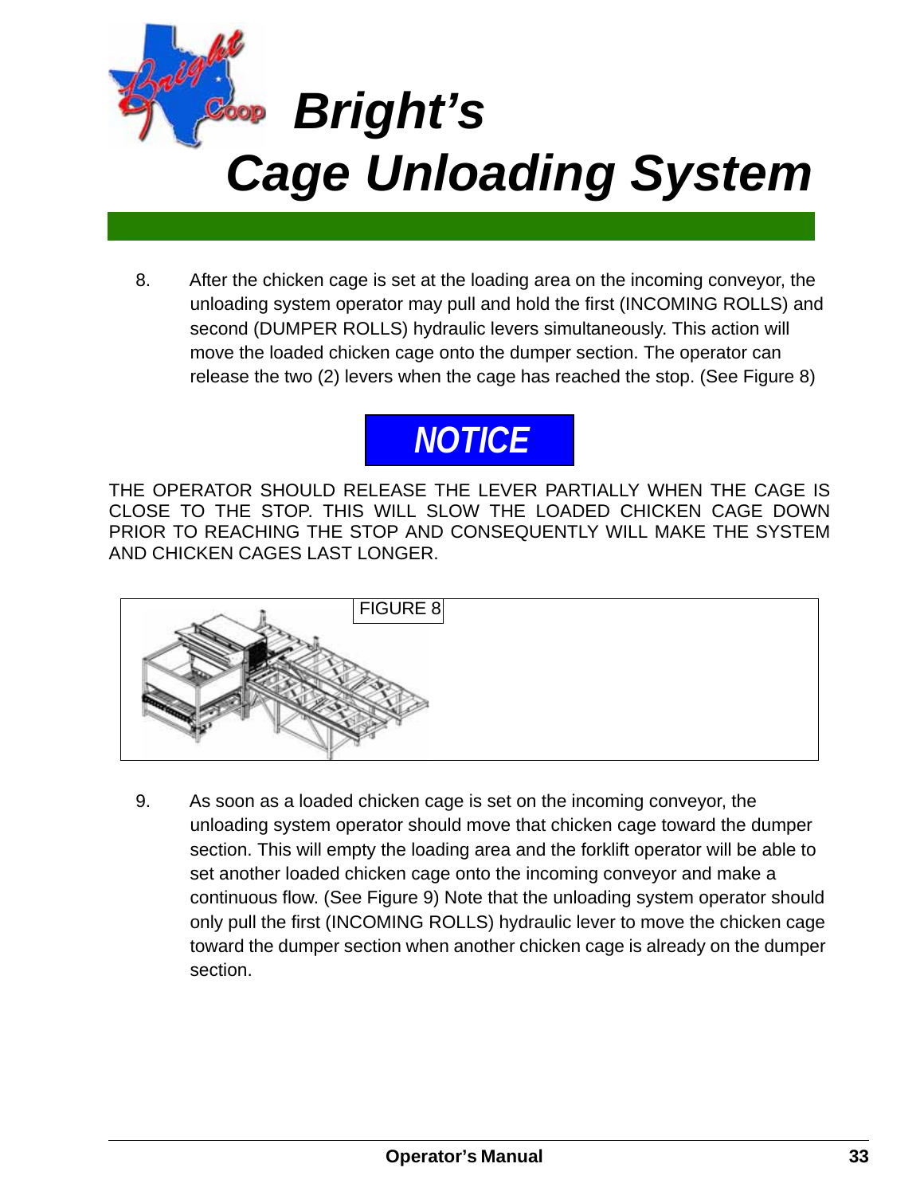8. After the chicken cage is set at the loading area on the incoming conveyor, the unloading system operator may pull and hold the first (INCOMING ROLLS) and second (DUMPER ROLLS) hydraulic levers simultaneously. This action will move the loaded chicken cage onto the dumper section. The operator can release the two (2) levers when the cage has reached the stop. (See Figure 8)

## NOTICE

THE OPERATOR SHOULD RELEASE THE LEVER PARTIALLY WHEN THE CAGE IS CLOSE TO THE STOP. THIS WILL SLOW THE LOADED CHICKEN CAGE DOWN PRIOR TO REACHING THE STOP AND CONSEQUENTLY WILL MAKE THE SYSTEM AND CHICKEN CAGES LAST LONGER.

FIGURE 8

9. As soon as a loaded chicken cage is set on the incoming conveyor, the unloading system operator should move that chicken cage toward the dumper section. This will empty the loading area and the forklift operator will be able to set another loaded chicken cage onto the incoming conveyor and make a continuous flow. (See Figure 9) Note that the unloading system operator should only pull the first (INCOMING ROLLS) hydraulic lever to move the chicken cage toward the dumper section when another chicken cage is already on the dumper section.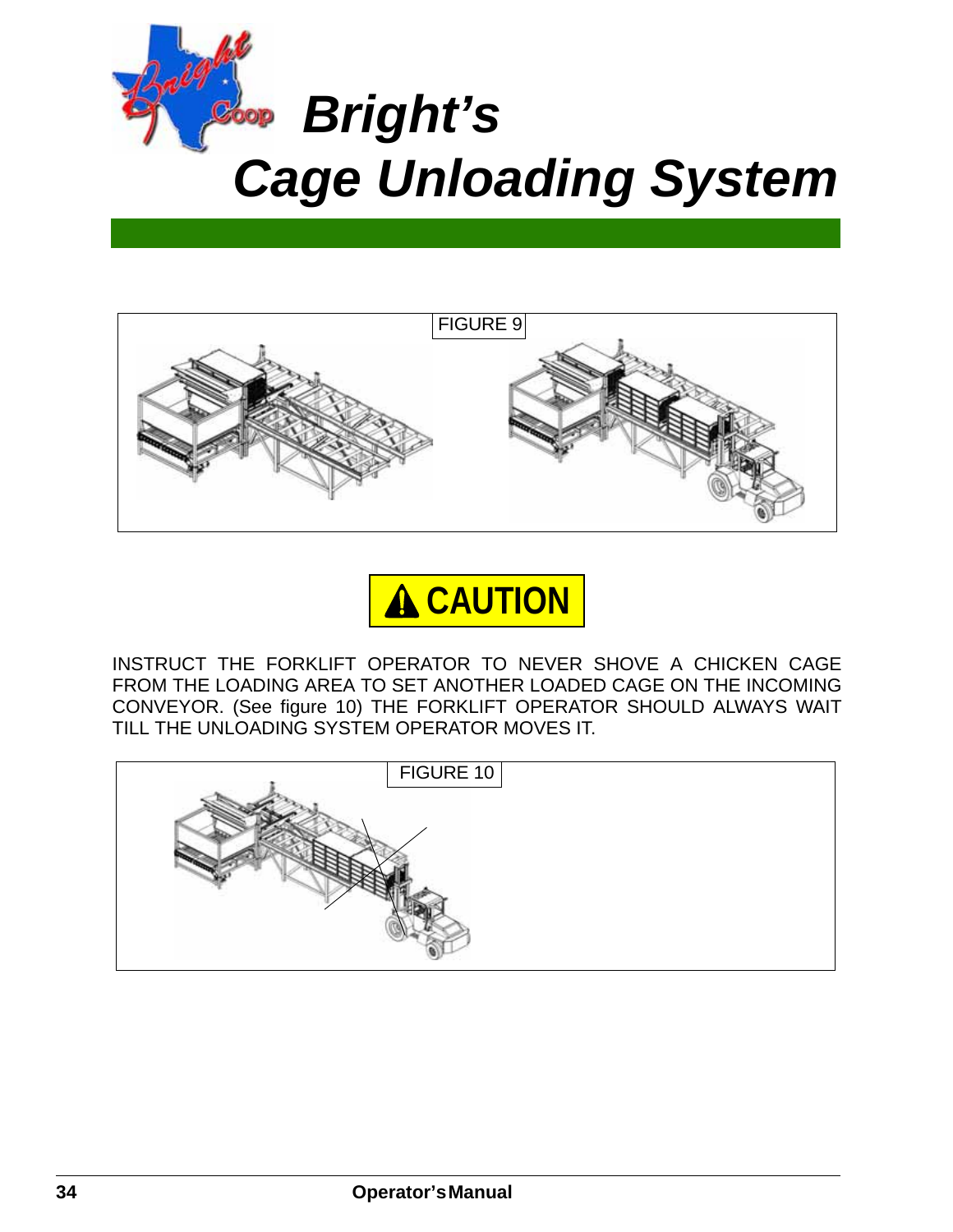# Bright's Cage Unloading System

FIGURE 9

**⚠ CAUTION**

INSTRUCT THE FORKLIFT OPERATOR TO NEVER SHOVE A CHICKEN CAGE FROM THE LOADING AREA TO SET ANOTHER LOADED CAGE ON THE INCOMING CONVEYOR. (See figure 10) THE FORKLIFT OPERATOR SHOULD ALWAYS WAIT TILL THE UNLOADING SYSTEM OPERATOR MOVES IT.

FIGURE 10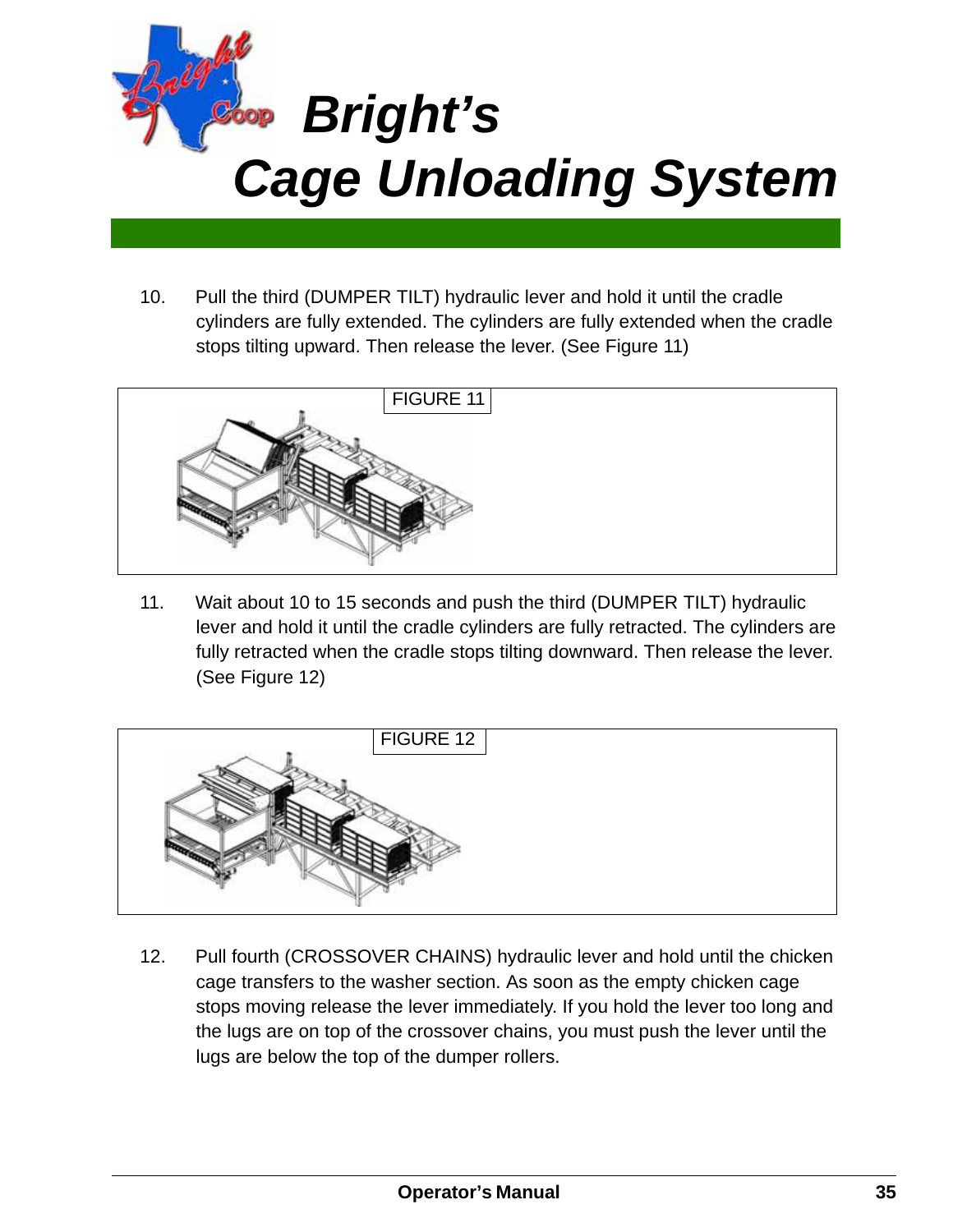10. Pull the third (DUMPER TILT) hydraulic lever and hold it until the cradle cylinders are fully extended. The cylinders are fully extended when the cradle stops tilting upward. Then release the lever. (See Figure 11)

FIGURE 11

11. Wait about 10 to 15 seconds and push the third (DUMPER TILT) hydraulic lever and hold it until the cradle cylinders are fully retracted. The cylinders are fully retracted when the cradle stops tilting downward. Then release the lever. (See Figure 12)

FIGURE 12

12. Pull fourth (CROSSOVER CHAINS) hydraulic lever and hold until the chicken cage transfers to the washer section. As soon as the empty chicken cage stops moving release the lever immediately. If you hold the lever too long and the lugs are on top of the crossover chains, you must push the lever until the lugs are below the top of the dumper rollers.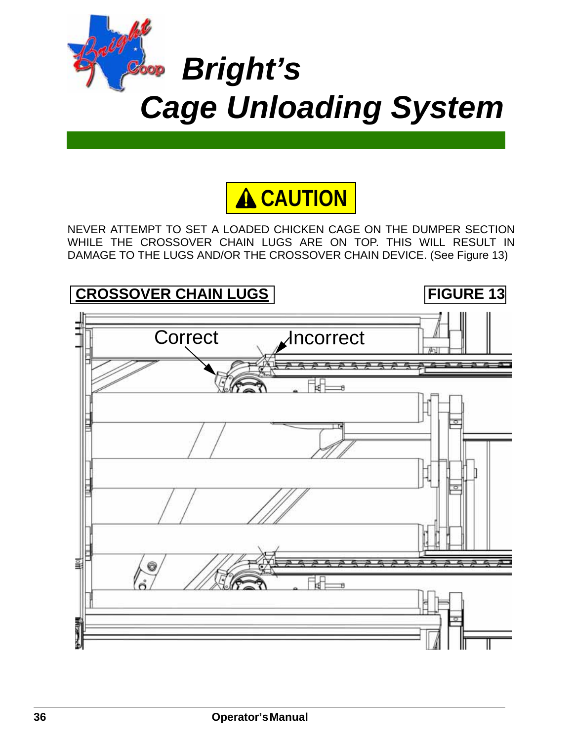# Bright's Cage Unloading System

**⚠ CAUTION**

NEVER ATTEMPT TO SET A LOADED CHICKEN CAGE ON THE DUMPER SECTION WHILE THE CROSSOVER CHAIN LUGS ARE ON TOP. THIS WILL RESULT IN DAMAGE TO THE LUGS AND/OR THE CROSSOVER CHAIN DEVICE. (See Figure 13)

**CROSSOVER CHAIN LUGS** **FIGURE 13**

Correct Incorrect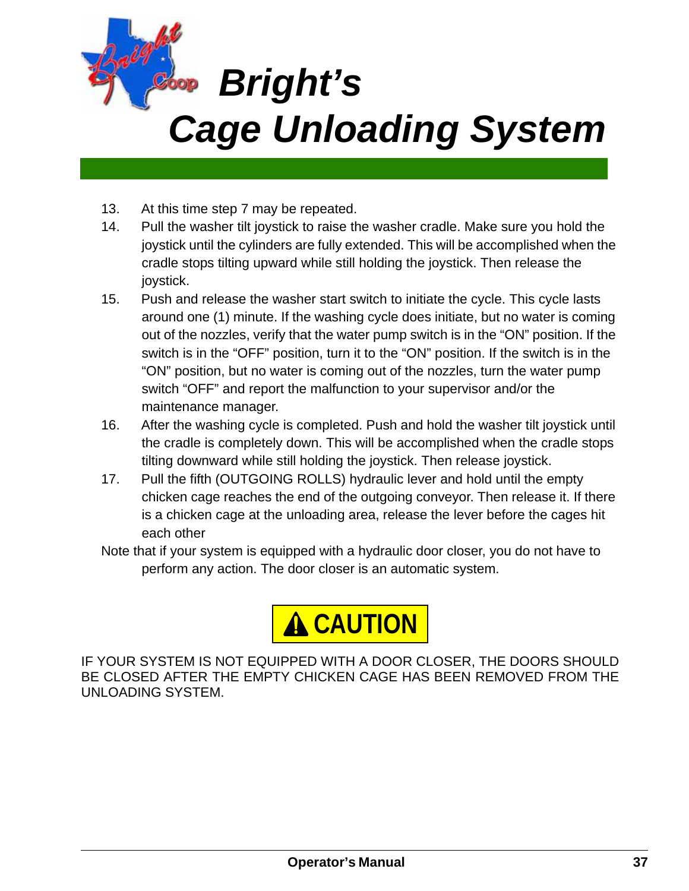13. At this time step 7 may be repeated.
14. Pull the washer tilt joystick to raise the washer cradle. Make sure you hold the joystick until the cylinders are fully extended. This will be accomplished when the cradle stops tilting upward while still holding the joystick. Then release the joystick.
15. Push and release the washer start switch to initiate the cycle. This cycle lasts around one (1) minute. If the washing cycle does initiate, but no water is coming out of the nozzles, verify that the water pump switch is in the "ON" position. If the switch is in the "OFF" position, turn it to the "ON" position. If the switch is in the "ON" position, but no water is coming out of the nozzles, turn the water pump switch "OFF" and report the malfunction to your supervisor and/or the maintenance manager.
16. After the washing cycle is completed. Push and hold the washer tilt joystick until the cradle is completely down. This will be accomplished when the cradle stops tilting downward while still holding the joystick. Then release joystick.
17. Pull the fifth (OUTGOING ROLLS) hydraulic lever and hold until the empty chicken cage reaches the end of the outgoing conveyor. Then release it. If there is a chicken cage at the unloading area, release the lever before the cages hit each other

Note that if your system is equipped with a hydraulic door closer, you do not have to perform any action. The door closer is an automatic system.

**⚠ CAUTION**

IF YOUR SYSTEM IS NOT EQUIPPED WITH A DOOR CLOSER, THE DOORS SHOULD BE CLOSED AFTER THE EMPTY CHICKEN CAGE HAS BEEN REMOVED FROM THE UNLOADING SYSTEM.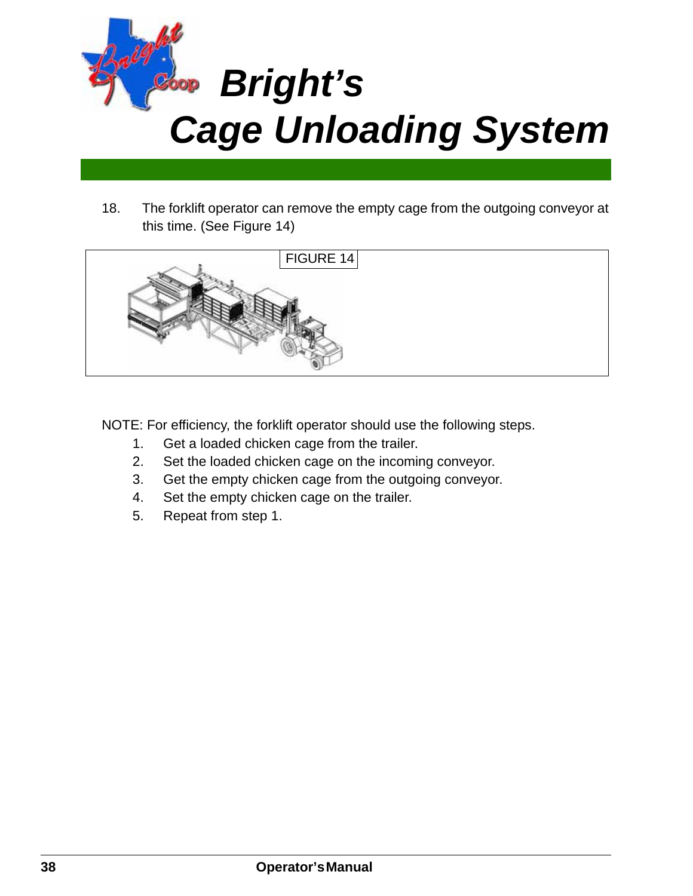18. The forklift operator can remove the empty cage from the outgoing conveyor at this time. (See Figure 14)

FIGURE 14

NOTE: For efficiency, the forklift operator should use the following steps.

1. Get a loaded chicken cage from the trailer.
2. Set the loaded chicken cage on the incoming conveyor.
3. Get the empty chicken cage from the outgoing conveyor.
4. Set the empty chicken cage on the trailer.
5. Repeat from step 1.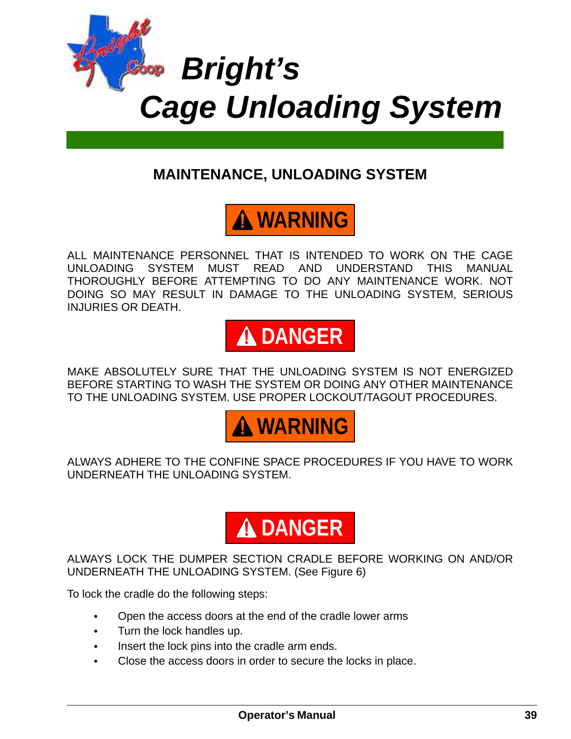# Bright's Cage Unloading System

## MAINTENANCE, UNLOADING SYSTEM

**⚠ WARNING**

ALL MAINTENANCE PERSONNEL THAT IS INTENDED TO WORK ON THE CAGE UNLOADING SYSTEM MUST READ AND UNDERSTAND THIS MANUAL THOROUGHLY BEFORE ATTEMPTING TO DO ANY MAINTENANCE WORK. NOT DOING SO MAY RESULT IN DAMAGE TO THE UNLOADING SYSTEM, SERIOUS INJURIES OR DEATH.

**⚠ DANGER**

MAKE ABSOLUTELY SURE THAT THE UNLOADING SYSTEM IS NOT ENERGIZED BEFORE STARTING TO WASH THE SYSTEM OR DOING ANY OTHER MAINTENANCE TO THE UNLOADING SYSTEM. USE PROPER LOCKOUT/TAGOUT PROCEDURES.

**⚠ WARNING**

ALWAYS ADHERE TO THE CONFINE SPACE PROCEDURES IF YOU HAVE TO WORK UNDERNEATH THE UNLOADING SYSTEM.

**⚠ DANGER**

ALWAYS LOCK THE DUMPER SECTION CRADLE BEFORE WORKING ON AND/OR UNDERNEATH THE UNLOADING SYSTEM. (See Figure 6)

To lock the cradle do the following steps:

- Open the access doors at the end of the cradle lower arms
- Turn the lock handles up.
- Insert the lock pins into the cradle arm ends.
- Close the access doors in order to secure the locks in place.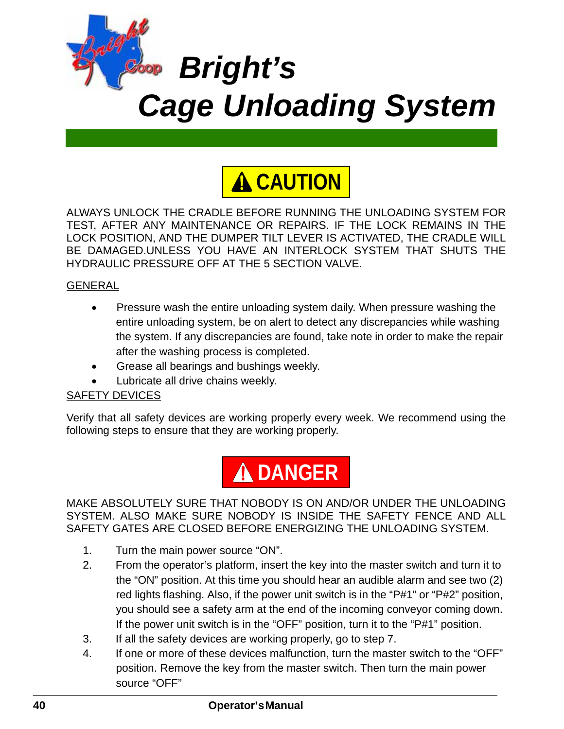# Bright's Cage Unloading System

**⚠ CAUTION**

ALWAYS UNLOCK THE CRADLE BEFORE RUNNING THE UNLOADING SYSTEM FOR TEST, AFTER ANY MAINTENANCE OR REPAIRS. IF THE LOCK REMAINS IN THE LOCK POSITION, AND THE DUMPER TILT LEVER IS ACTIVATED, THE CRADLE WILL BE DAMAGED.UNLESS YOU HAVE AN INTERLOCK SYSTEM THAT SHUTS THE HYDRAULIC PRESSURE OFF AT THE 5 SECTION VALVE.

<u>GENERAL</u>

- Pressure wash the entire unloading system daily. When pressure washing the entire unloading system, be on alert to detect any discrepancies while washing the system. If any discrepancies are found, take note in order to make the repair after the washing process is completed.
- Grease all bearings and bushings weekly.
- Lubricate all drive chains weekly.

<u>SAFETY DEVICES</u>

Verify that all safety devices are working properly every week. We recommend using the following steps to ensure that they are working properly.

**⚠ DANGER**

MAKE ABSOLUTELY SURE THAT NOBODY IS ON AND/OR UNDER THE UNLOADING SYSTEM. ALSO MAKE SURE NOBODY IS INSIDE THE SAFETY FENCE AND ALL SAFETY GATES ARE CLOSED BEFORE ENERGIZING THE UNLOADING SYSTEM.

1. Turn the main power source "ON".
2. From the operator's platform, insert the key into the master switch and turn it to the "ON" position. At this time you should hear an audible alarm and see two (2) red lights flashing. Also, if the power unit switch is in the "P#1" or "P#2" position, you should see a safety arm at the end of the incoming conveyor coming down. If the power unit switch is in the "OFF" position, turn it to the "P#1" position.
3. If all the safety devices are working properly, go to step 7.
4. If one or more of these devices malfunction, turn the master switch to the "OFF" position. Remove the key from the master switch. Then turn the main power source "OFF"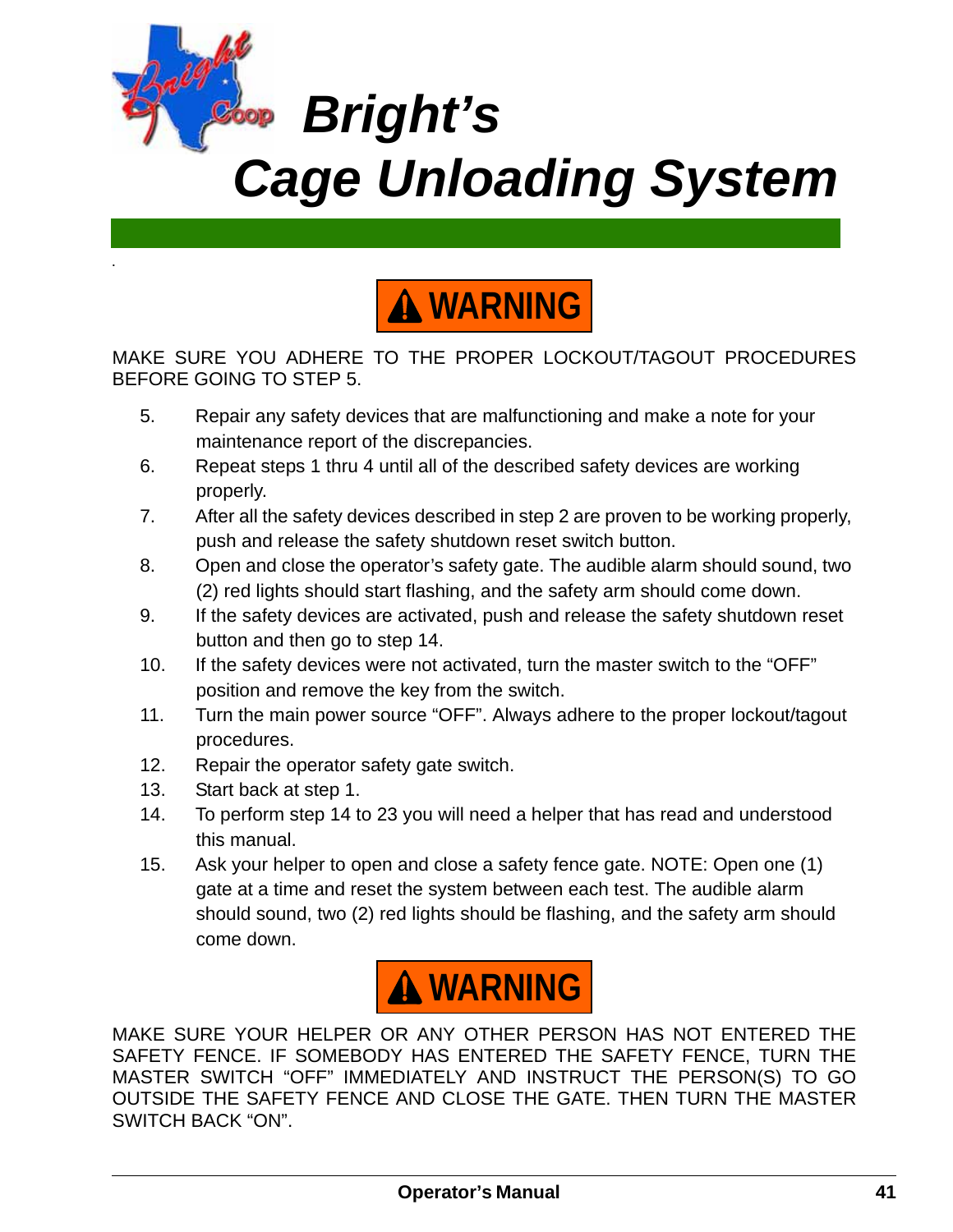# Bright's Cage Unloading System

**⚠ WARNING**

MAKE SURE YOU ADHERE TO THE PROPER LOCKOUT/TAGOUT PROCEDURES BEFORE GOING TO STEP 5.

5. Repair any safety devices that are malfunctioning and make a note for your maintenance report of the discrepancies.
6. Repeat steps 1 thru 4 until all of the described safety devices are working properly.
7. After all the safety devices described in step 2 are proven to be working properly, push and release the safety shutdown reset switch button.
8. Open and close the operator's safety gate. The audible alarm should sound, two (2) red lights should start flashing, and the safety arm should come down.
9. If the safety devices are activated, push and release the safety shutdown reset button and then go to step 14.
10. If the safety devices were not activated, turn the master switch to the "OFF" position and remove the key from the switch.
11. Turn the main power source "OFF". Always adhere to the proper lockout/tagout procedures.
12. Repair the operator safety gate switch.
13. Start back at step 1.
14. To perform step 14 to 23 you will need a helper that has read and understood this manual.
15. Ask your helper to open and close a safety fence gate. NOTE: Open one (1) gate at a time and reset the system between each test. The audible alarm should sound, two (2) red lights should be flashing, and the safety arm should come down.

**⚠ WARNING**

MAKE SURE YOUR HELPER OR ANY OTHER PERSON HAS NOT ENTERED THE SAFETY FENCE. IF SOMEBODY HAS ENTERED THE SAFETY FENCE, TURN THE MASTER SWITCH "OFF" IMMEDIATELY AND INSTRUCT THE PERSON(S) TO GO OUTSIDE THE SAFETY FENCE AND CLOSE THE GATE. THEN TURN THE MASTER SWITCH BACK "ON".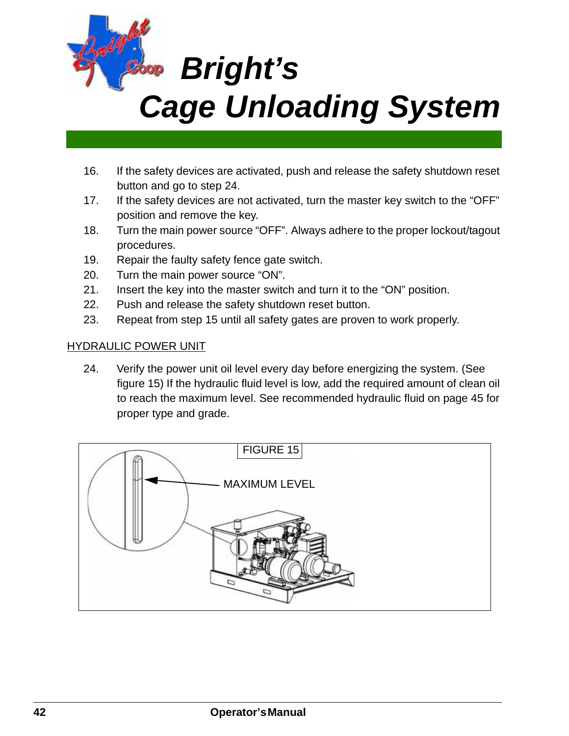16. If the safety devices are activated, push and release the safety shutdown reset button and go to step 24.
17. If the safety devices are not activated, turn the master key switch to the “OFF” position and remove the key.
18. Turn the main power source “OFF”. Always adhere to the proper lockout/tagout procedures.
19. Repair the faulty safety fence gate switch.
20. Turn the main power source “ON”.
21. Insert the key into the master switch and turn it to the “ON” position.
22. Push and release the safety shutdown reset button.
23. Repeat from step 15 until all safety gates are proven to work properly.

HYDRAULIC POWER UNIT

24. Verify the power unit oil level every day before energizing the system. (See figure 15) If the hydraulic fluid level is low, add the required amount of clean oil to reach the maximum level. See recommended hydraulic fluid on page 45 for proper type and grade.

FIGURE 15

MAXIMUM LEVEL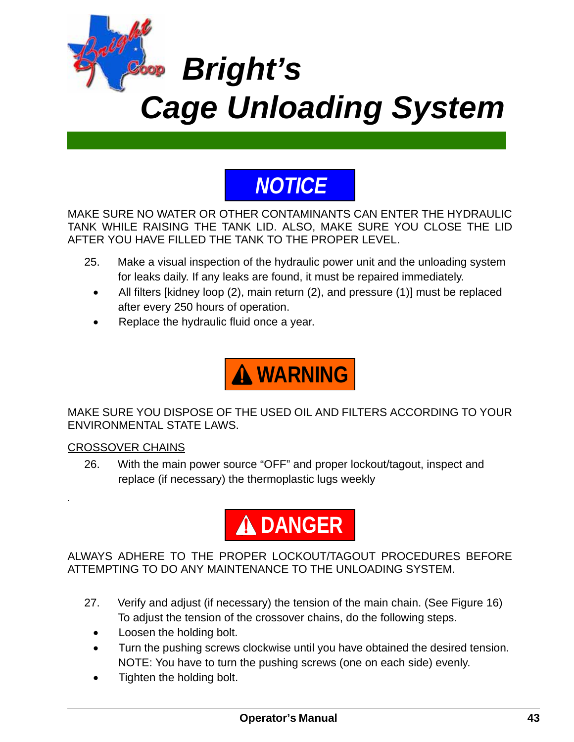# Bright's Cage Unloading System

**NOTICE**

MAKE SURE NO WATER OR OTHER CONTAMINANTS CAN ENTER THE HYDRAULIC TANK WHILE RAISING THE TANK LID. ALSO, MAKE SURE YOU CLOSE THE LID AFTER YOU HAVE FILLED THE TANK TO THE PROPER LEVEL.

25. Make a visual inspection of the hydraulic power unit and the unloading system for leaks daily. If any leaks are found, it must be repaired immediately.
    - All filters [kidney loop (2), main return (2), and pressure (1)] must be replaced after every 250 hours of operation.
    - Replace the hydraulic fluid once a year.

**WARNING**

MAKE SURE YOU DISPOSE OF THE USED OIL AND FILTERS ACCORDING TO YOUR ENVIRONMENTAL STATE LAWS.

<u>CROSSOVER CHAINS</u>

26. With the main power source "OFF" and proper lockout/tagout, inspect and replace (if necessary) the thermoplastic lugs weekly

**DANGER**

ALWAYS ADHERE TO THE PROPER LOCKOUT/TAGOUT PROCEDURES BEFORE ATTEMPTING TO DO ANY MAINTENANCE TO THE UNLOADING SYSTEM.

27. Verify and adjust (if necessary) the tension of the main chain. (See Figure 16) To adjust the tension of the crossover chains, do the following steps.
    - Loosen the holding bolt.
    - Turn the pushing screws clockwise until you have obtained the desired tension. NOTE: You have to turn the pushing screws (one on each side) evenly.
    - Tighten the holding bolt.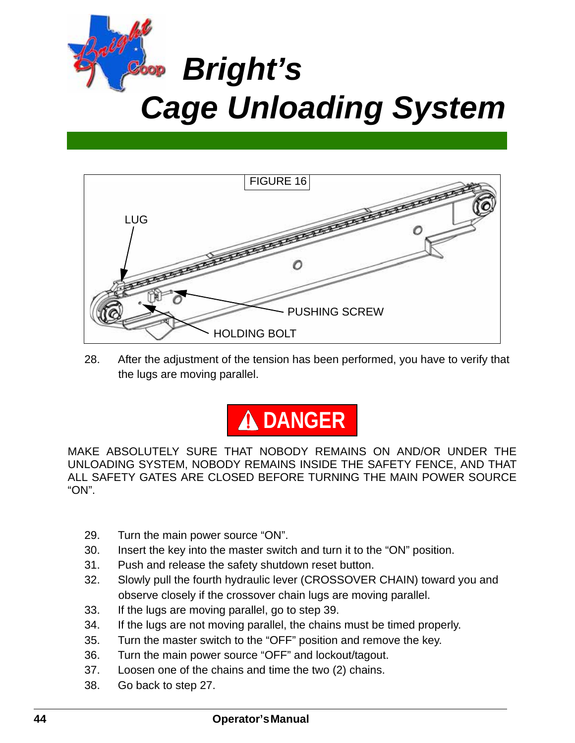# Bright's Cage Unloading System

FIGURE 16

LUG

PUSHING SCREW

HOLDING BOLT

28. After the adjustment of the tension has been performed, you have to verify that the lugs are moving parallel.

**DANGER**

MAKE ABSOLUTELY SURE THAT NOBODY REMAINS ON AND/OR UNDER THE UNLOADING SYSTEM, NOBODY REMAINS INSIDE THE SAFETY FENCE, AND THAT ALL SAFETY GATES ARE CLOSED BEFORE TURNING THE MAIN POWER SOURCE "ON".

29. Turn the main power source "ON".
30. Insert the key into the master switch and turn it to the "ON" position.
31. Push and release the safety shutdown reset button.
32. Slowly pull the fourth hydraulic lever (CROSSOVER CHAIN) toward you and observe closely if the crossover chain lugs are moving parallel.
33. If the lugs are moving parallel, go to step 39.
34. If the lugs are not moving parallel, the chains must be timed properly.
35. Turn the master switch to the "OFF" position and remove the key.
36. Turn the main power source "OFF" and lockout/tagout.
37. Loosen one of the chains and time the two (2) chains.
38. Go back to step 27.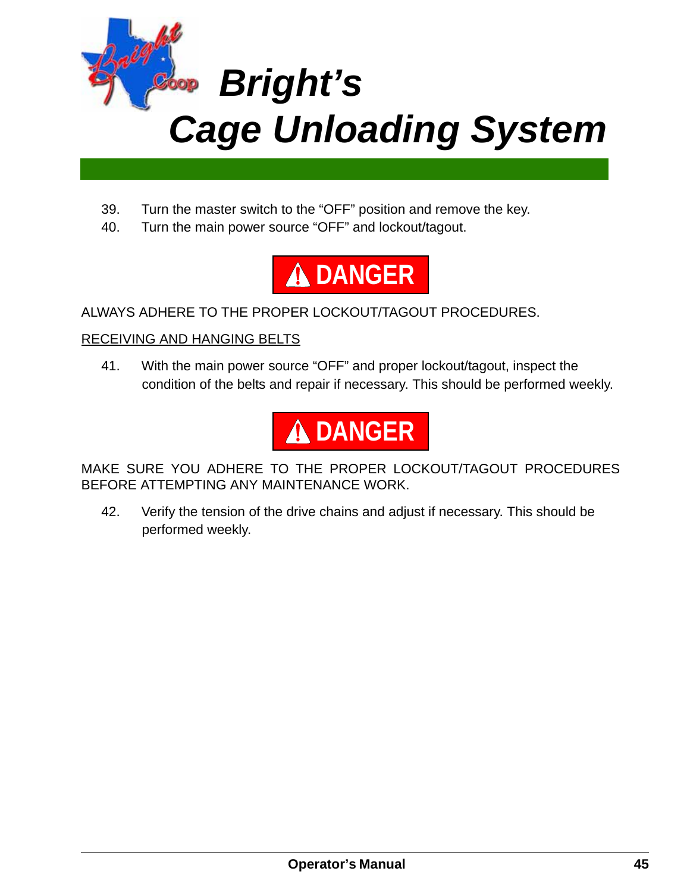39. Turn the master switch to the “OFF” position and remove the key.
40. Turn the main power source “OFF” and lockout/tagout.

**⚠ DANGER**

ALWAYS ADHERE TO THE PROPER LOCKOUT/TAGOUT PROCEDURES.

<u>RECEIVING AND HANGING BELTS</u>

41. With the main power source “OFF” and proper lockout/tagout, inspect the condition of the belts and repair if necessary. This should be performed weekly.

**⚠ DANGER**

MAKE SURE YOU ADHERE TO THE PROPER LOCKOUT/TAGOUT PROCEDURES BEFORE ATTEMPTING ANY MAINTENANCE WORK.

42. Verify the tension of the drive chains and adjust if necessary. This should be performed weekly.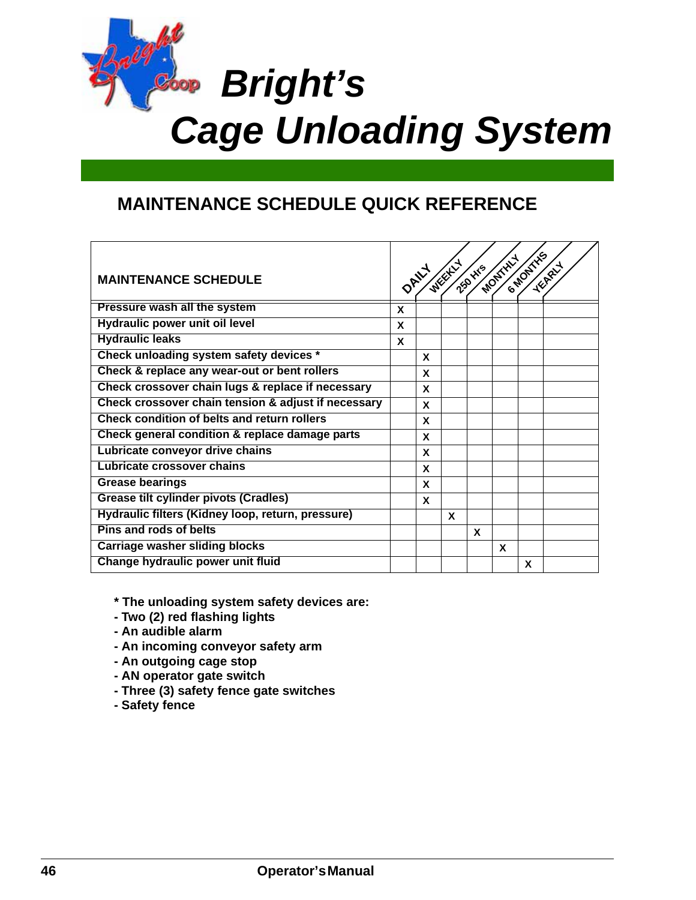# Bright's Cage Unloading System

## MAINTENANCE SCHEDULE QUICK REFERENCE

| MAINTENANCE SCHEDULE | DAILY | WEEKLY | 250 Hrs | MONTHLY | 6 MONTHS | YEARLY | |
|---|---|---|---|---|---|---|---|
| Pressure wash all the system | X | | | | | | |
| Hydraulic power unit oil level | X | | | | | | |
| Hydraulic leaks | X | | | | | | |
| Check unloading system safety devices * | | X | | | | | |
| Check & replace any wear-out or bent rollers | | X | | | | | |
| Check crossover chain lugs & replace if necessary | | X | | | | | |
| Check crossover chain tension & adjust if necessary | | X | | | | | |
| Check condition of belts and return rollers | | X | | | | | |
| Check general condition & replace damage parts | | X | | | | | |
| Lubricate conveyor drive chains | | X | | | | | |
| Lubricate crossover chains | | X | | | | | |
| Grease bearings | | X | | | | | |
| Grease tilt cylinder pivots (Cradles) | | X | | | | | |
| Hydraulic filters (Kidney loop, return, pressure) | | | X | | | | |
| Pins and rods of belts | | | | X | | | |
| Carriage washer sliding blocks | | | | | X | | |
| Change hydraulic power unit fluid | | | | | | X | |

**\* The unloading system safety devices are:**

- **Two (2) red flashing lights**
- **An audible alarm**
- **An incoming conveyor safety arm**
- **An outgoing cage stop**
- **AN operator gate switch**
- **Three (3) safety fence gate switches**
- **Safety fence**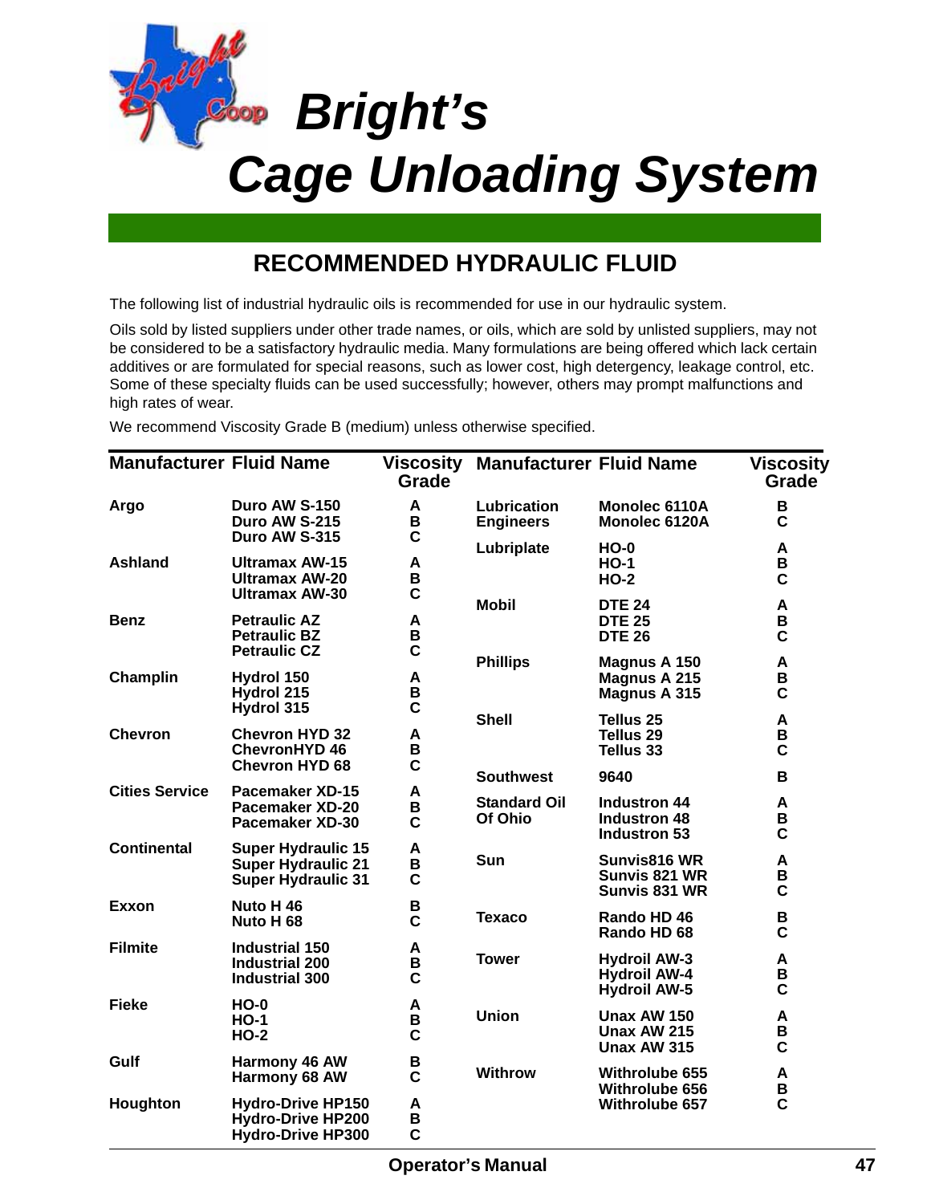# Bright's Cage Unloading System

## RECOMMENDED HYDRAULIC FLUID

The following list of industrial hydraulic oils is recommended for use in our hydraulic system.

Oils sold by listed suppliers under other trade names, or oils, which are sold by unlisted suppliers, may not be considered to be a satisfactory hydraulic media. Many formulations are being offered which lack certain additives or are formulated for special reasons, such as lower cost, high detergency, leakage control, etc. Some of these specialty fluids can be used successfully; however, others may prompt malfunctions and high rates of wear.

We recommend Viscosity Grade B (medium) unless otherwise specified.

| Manufacturer | Fluid Name | Viscosity Grade |
|---|---|---|
| Argo | Duro AW S-150 | A |
| | Duro AW S-215 | B |
| | Duro AW S-315 | C |
| Ashland | Ultramax AW-15 | A |
| | Ultramax AW-20 | B |
| | Ultramax AW-30 | C |
| Benz | Petraulic AZ | A |
| | Petraulic BZ | B |
| | Petraulic CZ | C |
| Champlin | Hydrol 150 | A |
| | Hydrol 215 | B |
| | Hydrol 315 | C |
| Chevron | Chevron HYD 32 | A |
| | ChevronHYD 46 | B |
| | Chevron HYD 68 | C |
| Cities Service | Pacemaker XD-15 | A |
| | Pacemaker XD-20 | B |
| | Pacemaker XD-30 | C |
| Continental | Super Hydraulic 15 | A |
| | Super Hydraulic 21 | B |
| | Super Hydraulic 31 | C |
| Exxon | Nuto H 46 | B |
| | Nuto H 68 | C |
| Filmite | Industrial 150 | A |
| | Industrial 200 | B |
| | Industrial 300 | C |
| Fieke | HO-0 | A |
| | HO-1 | B |
| | HO-2 | C |
| Gulf | Harmony 46 AW | B |
| | Harmony 68 AW | C |
| Houghton | Hydro-Drive HP150 | A |
| | Hydro-Drive HP200 | B |
| | Hydro-Drive HP300 | C |
| Lubrication Engineers | Monolec 6110A | B |
| | Monolec 6120A | C |
| Lubriplate | HO-0 | A |
| | HO-1 | B |
| | HO-2 | C |
| Mobil | DTE 24 | A |
| | DTE 25 | B |
| | DTE 26 | C |
| Phillips | Magnus A 150 | A |
| | Magnus A 215 | B |
| | Magnus A 315 | C |
| Shell | Tellus 25 | A |
| | Tellus 29 | B |
| | Tellus 33 | C |
| Southwest | 9640 | B |
| Standard Oil Of Ohio | Industron 44 | A |
| | Industron 48 | B |
| | Industron 53 | C |
| Sun | Sunvis816 WR | A |
| | Sunvis 821 WR | B |
| | Sunvis 831 WR | C |
| Texaco | Rando HD 46 | B |
| | Rando HD 68 | C |
| Tower | Hydroil AW-3 | A |
| | Hydroil AW-4 | B |
| | Hydroil AW-5 | C |
| Union | Unax AW 150 | A |
| | Unax AW 215 | B |
| | Unax AW 315 | C |
| Withrow | Withrolube 655 | A |
| | Withrolube 656 | B |
| | Withrolube 657 | C |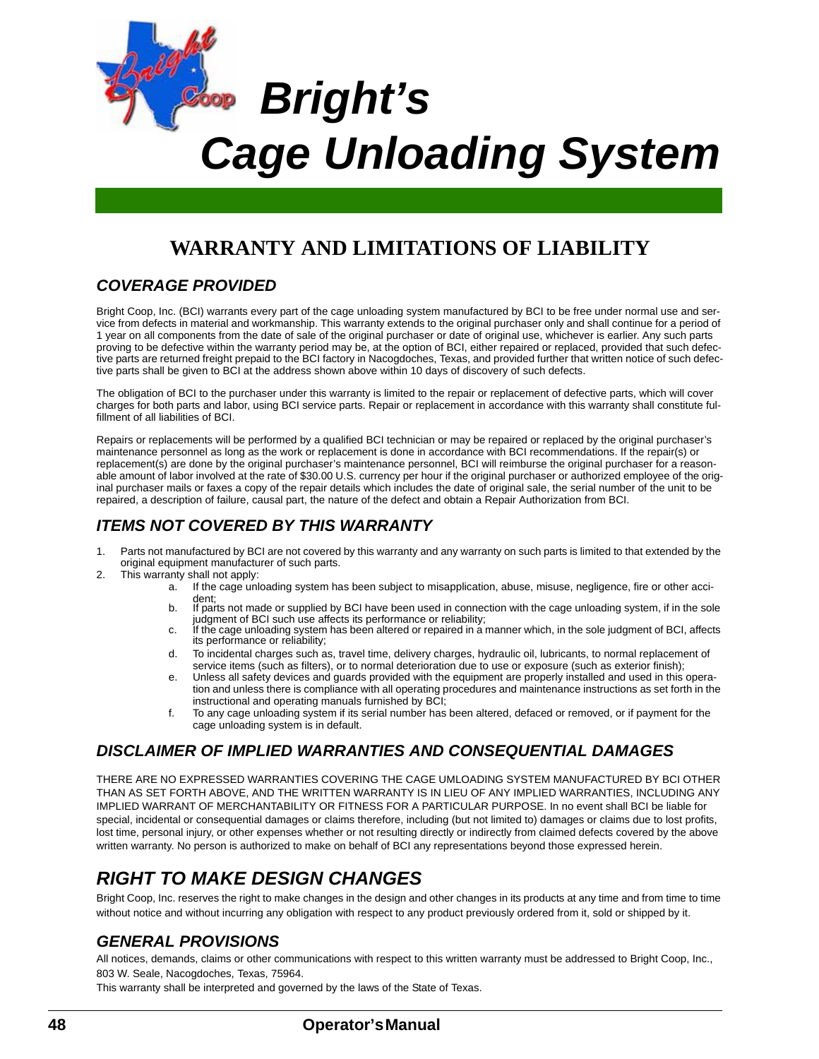# Bright's Cage Unloading System

## WARRANTY AND LIMITATIONS OF LIABILITY

### COVERAGE PROVIDED

Bright Coop, Inc. (BCI) warrants every part of the cage unloading system manufactured by BCI to be free under normal use and service from defects in material and workmanship. This warranty extends to the original purchaser only and shall continue for a period of 1 year on all components from the date of sale of the original purchaser or date of original use, whichever is earlier. Any such parts proving to be defective within the warranty period may be, at the option of BCI, either repaired or replaced, provided that such defective parts are returned freight prepaid to the BCI factory in Nacogdoches, Texas, and provided further that written notice of such defective parts shall be given to BCI at the address shown above within 10 days of discovery of such defects.

The obligation of BCI to the purchaser under this warranty is limited to the repair or replacement of defective parts, which will cover charges for both parts and labor, using BCI service parts. Repair or replacement in accordance with this warranty shall constitute fulfillment of all liabilities of BCI.

Repairs or replacements will be performed by a qualified BCI technician or may be repaired or replaced by the original purchaser's maintenance personnel as long as the work or replacement is done in accordance with BCI recommendations. If the repair(s) or replacement(s) are done by the original purchaser's maintenance personnel, BCI will reimburse the original purchaser for a reasonable amount of labor involved at the rate of $30.00 U.S. currency per hour if the original purchaser or authorized employee of the original purchaser mails or faxes a copy of the repair details which includes the date of original sale, the serial number of the unit to be repaired, a description of failure, causal part, the nature of the defect and obtain a Repair Authorization from BCI.

### ITEMS NOT COVERED BY THIS WARRANTY

1. Parts not manufactured by BCI are not covered by this warranty and any warranty on such parts is limited to that extended by the original equipment manufacturer of such parts.
2. This warranty shall not apply:
   a. If the cage unloading system has been subject to misapplication, abuse, misuse, negligence, fire or other accident;
   b. If parts not made or supplied by BCI have been used in connection with the cage unloading system, if in the sole judgment of BCI such use affects its performance or reliability;
   c. If the cage unloading system has been altered or repaired in a manner which, in the sole judgment of BCI, affects its performance or reliability;
   d. To incidental charges such as, travel time, delivery charges, hydraulic oil, lubricants, to normal replacement of service items (such as filters), or to normal deterioration due to use or exposure (such as exterior finish);
   e. Unless all safety devices and guards provided with the equipment are properly installed and used in this operation and unless there is compliance with all operating procedures and maintenance instructions as set forth in the instructional and operating manuals furnished by BCI;
   f. To any cage unloading system if its serial number has been altered, defaced or removed, or if payment for the cage unloading system is in default.

### DISCLAIMER OF IMPLIED WARRANTIES AND CONSEQUENTIAL DAMAGES

THERE ARE NO EXPRESSED WARRANTIES COVERING THE CAGE UMLOADING SYSTEM MANUFACTURED BY BCI OTHER THAN AS SET FORTH ABOVE, AND THE WRITTEN WARRANTY IS IN LIEU OF ANY IMPLIED WARRANTIES, INCLUDING ANY IMPLIED WARRANT OF MERCHANTABILITY OR FITNESS FOR A PARTICULAR PURPOSE. In no event shall BCI be liable for special, incidental or consequential damages or claims therefore, including (but not limited to) damages or claims due to lost profits, lost time, personal injury, or other expenses whether or not resulting directly or indirectly from claimed defects covered by the above written warranty. No person is authorized to make on behalf of BCI any representations beyond those expressed herein.

## RIGHT TO MAKE DESIGN CHANGES

Bright Coop, Inc. reserves the right to make changes in the design and other changes in its products at any time and from time to time without notice and without incurring any obligation with respect to any product previously ordered from it, sold or shipped by it.

### GENERAL PROVISIONS

All notices, demands, claims or other communications with respect to this written warranty must be addressed to Bright Coop, Inc., 803 W. Seale, Nacogdoches, Texas, 75964.

This warranty shall be interpreted and governed by the laws of the State of Texas.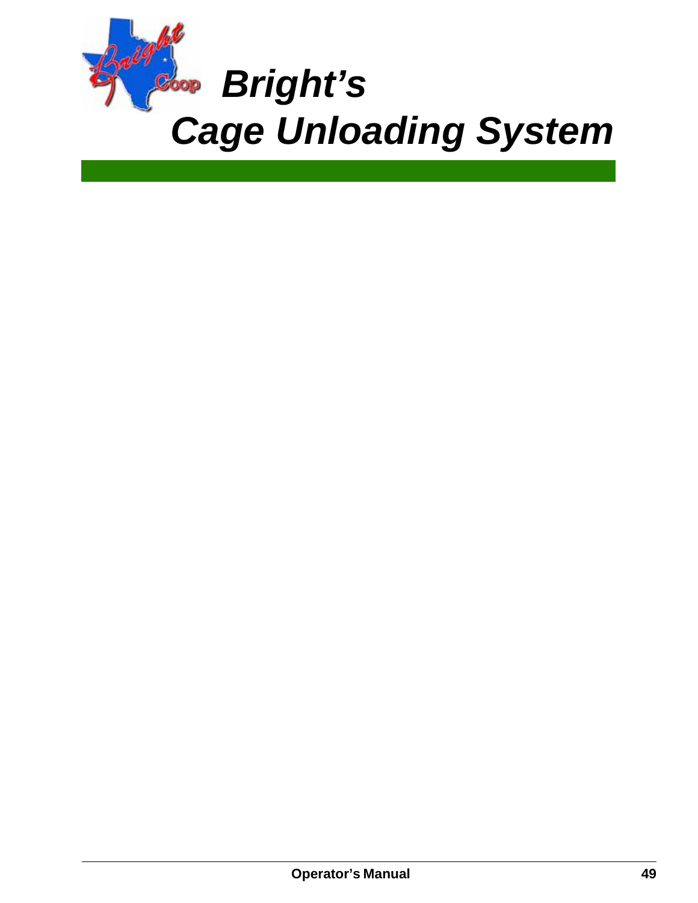# *Bright's Cage Unloading System*